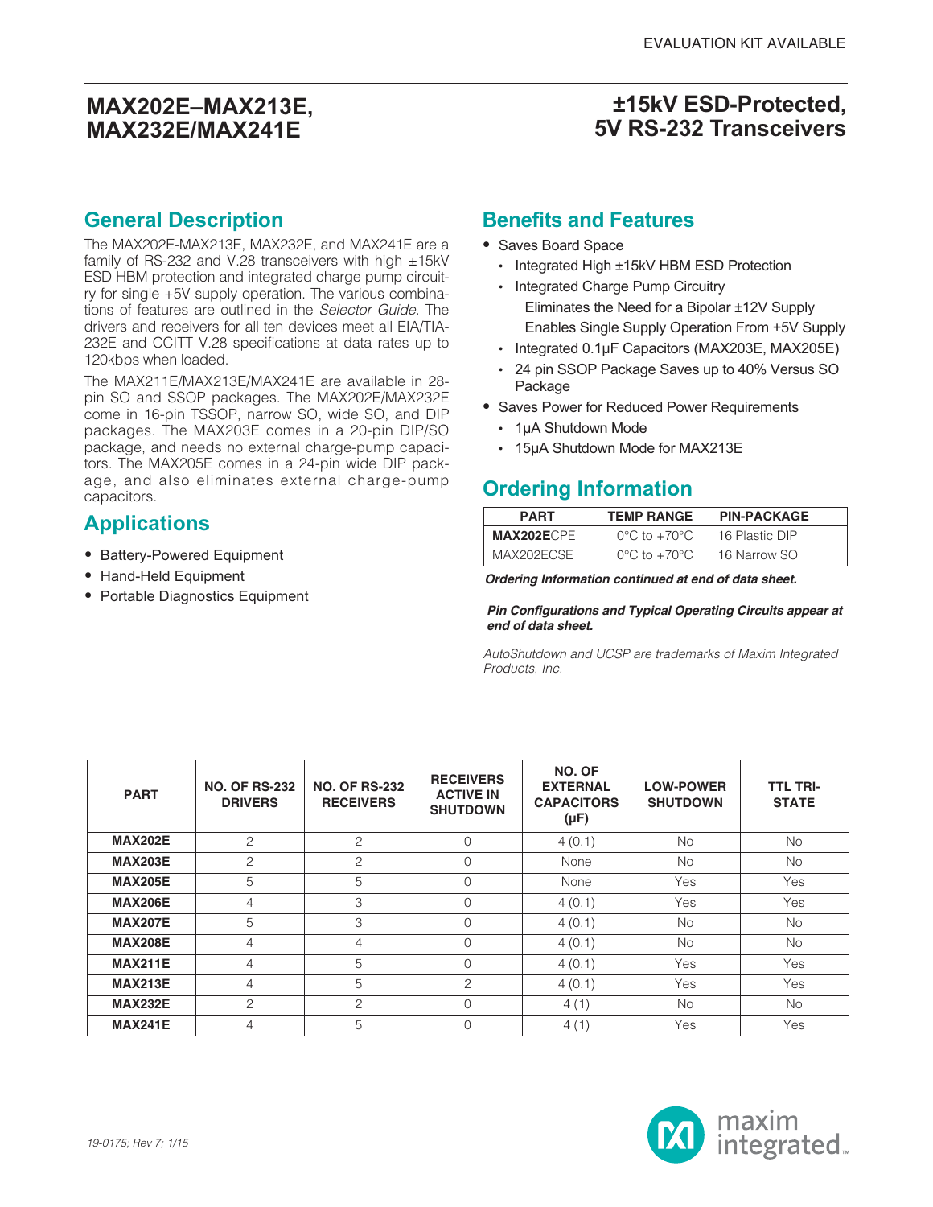EVALUATION KIT AVAILABLE

# MAX202E–MAX213E, MAX232E/MAX241E

# ±15kV ESD-Protected, 5V RS-232 Transceivers

## General Description

The MAX202E-MAX213E, MAX232E, and MAX241E are a family of RS-232 and V.28 transceivers with high ±15kV ESD HBM protection and integrated charge pump circuitry for single +5V supply operation. The various combinations of features are outlined in the *Selector Guide*. The drivers and receivers for all ten devices meet all EIA/TIA-232E and CCITT V.28 specifications at data rates up to 120kbps when loaded.

The MAX211E/MAX213E/MAX241E are available in 28-pin SO and SSOP packages. The MAX202E/MAX232E come in 16-pin TSSOP, narrow SO, wide SO, and DIP packages. The MAX203E comes in a 20-pin DIP/SO package, and needs no external charge-pump capacitors. The MAX205E comes in a 24-pin wide DIP package, and also eliminates external charge-pump capacitors.

## Applications

- Battery-Powered Equipment
- Hand-Held Equipment
- Portable Diagnostics Equipment

## Benefits and Features

- Saves Board Space
  - Integrated High ±15kV HBM ESD Protection
  - Integrated Charge Pump Circuitry
    - Eliminates the Need for a Bipolar ±12V Supply
    - Enables Single Supply Operation From +5V Supply
  - Integrated 0.1μF Capacitors (MAX203E, MAX205E)
  - 24 pin SSOP Package Saves up to 40% Versus SO Package
- Saves Power for Reduced Power Requirements
  - 1μA Shutdown Mode
  - 15μA Shutdown Mode for MAX213E

## Ordering Information

| PART | TEMP RANGE | PIN-PACKAGE |
|---|---|---|
| **MAX202E**CPE | 0°C to +70°C | 16 Plastic DIP |
| MAX202ECSE | 0°C to +70°C | 16 Narrow SO |

***Ordering Information continued at end of data sheet.***

***Pin Configurations and Typical Operating Circuits appear at end of data sheet.***

*AutoShutdown and UCSP are trademarks of Maxim Integrated Products, Inc.*

| PART | NO. OF RS-232 DRIVERS | NO. OF RS-232 RECEIVERS | RECEIVERS ACTIVE IN SHUTDOWN | NO. OF EXTERNAL CAPACITORS (μF) | LOW-POWER SHUTDOWN | TTL TRI-STATE |
|---|---|---|---|---|---|---|
| **MAX202E** | 2 | 2 | 0 | 4 (0.1) | No | No |
| **MAX203E** | 2 | 2 | 0 | None | No | No |
| **MAX205E** | 5 | 5 | 0 | None | Yes | Yes |
| **MAX206E** | 4 | 3 | 0 | 4 (0.1) | Yes | Yes |
| **MAX207E** | 5 | 3 | 0 | 4 (0.1) | No | No |
| **MAX208E** | 4 | 4 | 0 | 4 (0.1) | No | No |
| **MAX211E** | 4 | 5 | 0 | 4 (0.1) | Yes | Yes |
| **MAX213E** | 4 | 5 | 2 | 4 (0.1) | Yes | Yes |
| **MAX232E** | 2 | 2 | 0 | 4 (1) | No | No |
| **MAX241E** | 4 | 5 | 0 | 4 (1) | Yes | Yes |

19-0175; Rev 7; 1/15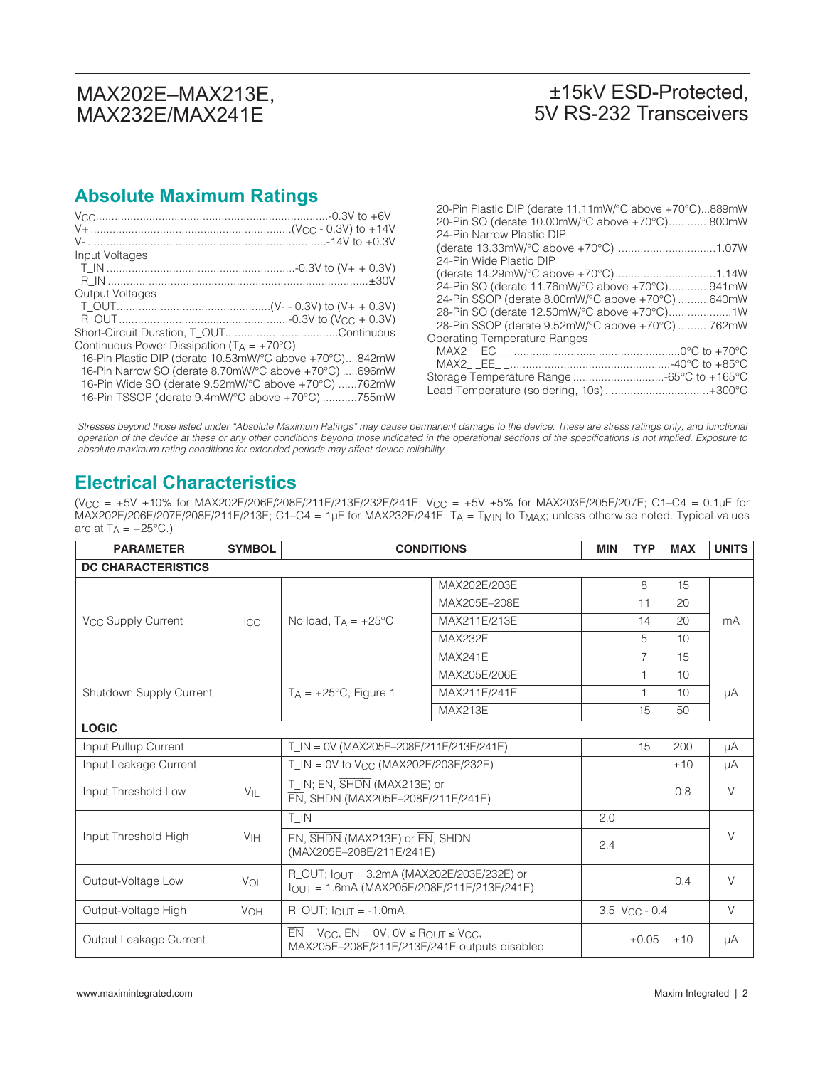## Absolute Maximum Ratings

$V_{CC}$ ........................................................ -0.3V to +6V
V+ ........................................................ ($V_{CC}$ - 0.3V) to +14V
V- ........................................................ -14V to +0.3V
Input Voltages
  T_IN ........................................................ -0.3V to (V+ + 0.3V)
  R_IN ........................................................ ±30V
Output Voltages
  T_OUT ........................................................ (V- - 0.3V) to (V+ + 0.3V)
  R_OUT ........................................................ -0.3V to ($V_{CC}$ + 0.3V)
Short-Circuit Duration, T_OUT ........................................................ Continuous
Continuous Power Dissipation ($T_A$ = +70°C)
  16-Pin Plastic DIP (derate 10.53mW/°C above +70°C) .... 842mW
  16-Pin Narrow SO (derate 8.70mW/°C above +70°C) ..... 696mW
  16-Pin Wide SO (derate 9.52mW/°C above +70°C) ...... 762mW
  16-Pin TSSOP (derate 9.4mW/°C above +70°C) ........... 755mW
  20-Pin Plastic DIP (derate 11.11mW/°C above +70°C) ... 889mW
  20-Pin SO (derate 10.00mW/°C above +70°C) ............. 800mW
  24-Pin Narrow Plastic DIP
  (derate 13.33mW/°C above +70°C) ............................... 1.07W
  24-Pin Wide Plastic DIP
  (derate 14.29mW/°C above +70°C) ................................ 1.14W
  24-Pin SO (derate 11.76mW/°C above +70°C) ............. 941mW
  24-Pin SSOP (derate 8.00mW/°C above +70°C) .......... 640mW
  28-Pin SO (derate 12.50mW/°C above +70°C) .................... 1W
  28-Pin SSOP (derate 9.52mW/°C above +70°C) .......... 762mW
Operating Temperature Ranges
  MAX2_ _EC_ _ ........................................................ 0°C to +70°C
  MAX2_ _EE_ _ ........................................................ -40°C to +85°C
Storage Temperature Range ............................. -65°C to +165°C
Lead Temperature (soldering, 10s) ................................. +300°C

*Stresses beyond those listed under "Absolute Maximum Ratings" may cause permanent damage to the device. These are stress ratings only, and functional operation of the device at these or any other conditions beyond those indicated in the operational sections of the specifications is not implied. Exposure to absolute maximum rating conditions for extended periods may affect device reliability.*

## Electrical Characteristics

($V_{CC}$ = +5V ±10% for MAX202E/206E/208E/211E/213E/232E/241E; $V_{CC}$ = +5V ±5% for MAX203E/205E/207E; C1–C4 = 0.1µF for MAX202E/206E/207E/208E/211E/213E; C1–C4 = 1µF for MAX232E/241E; $T_A$ = $T_{MIN}$ to $T_{MAX}$; unless otherwise noted. Typical values are at $T_A$ = +25°C.)

| PARAMETER | SYMBOL | CONDITIONS | | MIN | TYP | MAX | UNITS |
|---|---|---|---|---|---|---|---|
| **DC CHARACTERISTICS** | | | | | | | |
| $V_{CC}$ Supply Current | $I_{CC}$ | No load, $T_A$ = +25°C | MAX202E/203E | | 8 | 15 | mA |
| | | | MAX205E–208E | | 11 | 20 | |
| | | | MAX211E/213E | | 14 | 20 | |
| | | | MAX232E | | 5 | 10 | |
| | | | MAX241E | | 7 | 15 | |
| Shutdown Supply Current | | $T_A$ = +25°C, Figure 1 | MAX205E/206E | | 1 | 10 | µA |
| | | | MAX211E/241E | | 1 | 10 | |
| | | | MAX213E | | 15 | 50 | |
| **LOGIC** | | | | | | | |
| Input Pullup Current | | T_IN = 0V (MAX205E–208E/211E/213E/241E) | | | 15 | 200 | µA |
| Input Leakage Current | | T_IN = 0V to $V_{CC}$ (MAX202E/203E/232E) | | | | ±10 | µA |
| Input Threshold Low | $V_{IL}$ | T_IN; EN, $\overline{SHDN}$ (MAX213E) or $\overline{EN}$, SHDN (MAX205E–208E/211E/241E) | | | | 0.8 | V |
| Input Threshold High | $V_{IH}$ | T_IN | | 2.0 | | | V |
| | | EN, $\overline{SHDN}$ (MAX213E) or $\overline{EN}$, SHDN (MAX205E–208E/211E/241E) | | 2.4 | | | |
| Output-Voltage Low | $V_{OL}$ | R_OUT; $I_{OUT}$ = 3.2mA (MAX202E/203E/232E) or $I_{OUT}$ = 1.6mA (MAX205E/208E/211E/213E/241E) | | | | 0.4 | V |
| Output-Voltage High | $V_{OH}$ | R_OUT; $I_{OUT}$ = -1.0mA | | 3.5 | $V_{CC}$ - 0.4 | | V |
| Output Leakage Current | | $\overline{EN}$ = $V_{CC}$, EN = 0V, 0V ≤ $R_{OUT}$ ≤ $V_{CC}$, MAX205E–208E/211E/213E/241E outputs disabled | | | ±0.05 | ±10 | µA |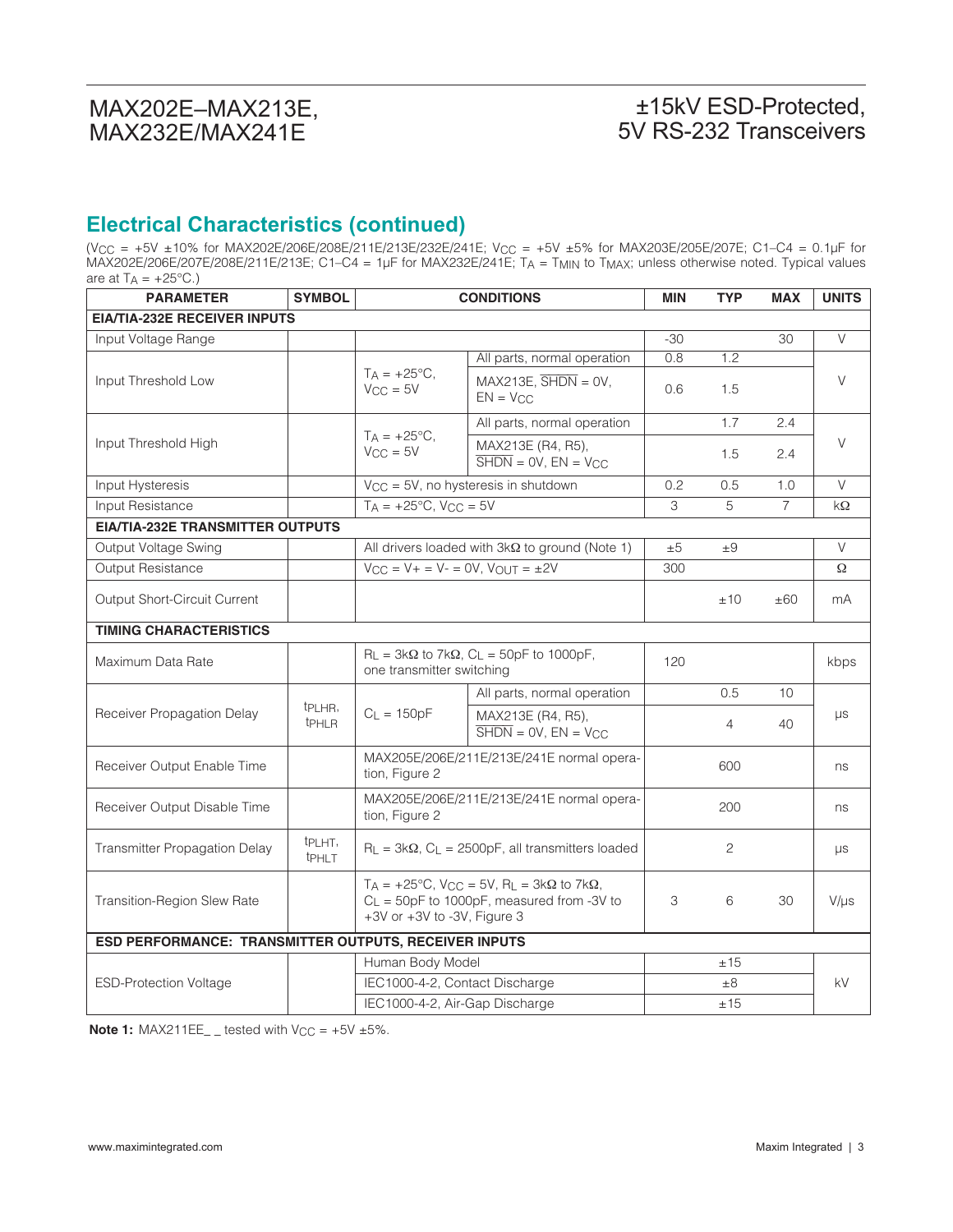## Electrical Characteristics (continued)

($V_{CC}$ = +5V ±10% for MAX202E/206E/208E/211E/213E/232E/241E; $V_{CC}$ = +5V ±5% for MAX203E/205E/207E; C1–C4 = 0.1µF for MAX202E/206E/207E/208E/211E/213E; C1–C4 = 1µF for MAX232E/241E; $T_A$ = $T_{MIN}$ to $T_{MAX}$; unless otherwise noted. Typical values are at $T_A$ = +25°C.)

| PARAMETER | SYMBOL | CONDITIONS | | MIN | TYP | MAX | UNITS |
|---|---|---|---|---|---|---|---|
| **EIA/TIA-232E RECEIVER INPUTS** | | | | | | | |
| Input Voltage Range | | | | -30 | | 30 | V |
| Input Threshold Low | | $T_A$ = +25°C, $V_{CC}$ = 5V | All parts, normal operation | 0.8 | 1.2 | | V |
| | | | MAX213E, $\overline{SHDN}$ = 0V, EN = $V_{CC}$ | 0.6 | 1.5 | | |
| Input Threshold High | | $T_A$ = +25°C, $V_{CC}$ = 5V | All parts, normal operation | | 1.7 | 2.4 | V |
| | | | MAX213E (R4, R5), $\overline{SHDN}$ = 0V, EN = $V_{CC}$ | | 1.5 | 2.4 | |
| Input Hysteresis | | $V_{CC}$ = 5V, no hysteresis in shutdown | | 0.2 | 0.5 | 1.0 | V |
| Input Resistance | | $T_A$ = +25°C, $V_{CC}$ = 5V | | 3 | 5 | 7 | kΩ |
| **EIA/TIA-232E TRANSMITTER OUTPUTS** | | | | | | | |
| Output Voltage Swing | | All drivers loaded with 3kΩ to ground (Note 1) | | ±5 | ±9 | | V |
| Output Resistance | | $V_{CC}$ = V+ = V- = 0V, $V_{OUT}$ = ±2V | | 300 | | | Ω |
| Output Short-Circuit Current | | | | | ±10 | ±60 | mA |
| **TIMING CHARACTERISTICS** | | | | | | | |
| Maximum Data Rate | | $R_L$ = 3kΩ to 7kΩ, $C_L$ = 50pF to 1000pF, one transmitter switching | | 120 | | | kbps |
| Receiver Propagation Delay | $t_{PLHR}$, $t_{PHLR}$ | $C_L$ = 150pF | All parts, normal operation | | 0.5 | 10 | µs |
| | | | MAX213E (R4, R5), $\overline{SHDN}$ = 0V, EN = $V_{CC}$ | | 4 | 40 | |
| Receiver Output Enable Time | | MAX205E/206E/211E/213E/241E normal operation, Figure 2 | | | 600 | | ns |
| Receiver Output Disable Time | | MAX205E/206E/211E/213E/241E normal operation, Figure 2 | | | 200 | | ns |
| Transmitter Propagation Delay | $t_{PLHT}$, $t_{PHLT}$ | $R_L$ = 3kΩ, $C_L$ = 2500pF, all transmitters loaded | | | 2 | | µs |
| Transition-Region Slew Rate | | $T_A$ = +25°C, $V_{CC}$ = 5V, $R_L$ = 3kΩ to 7kΩ, $C_L$ = 50pF to 1000pF, measured from -3V to +3V or +3V to -3V, Figure 3 | | 3 | 6 | 30 | V/µs |
| **ESD PERFORMANCE: TRANSMITTER OUTPUTS, RECEIVER INPUTS** | | | | | | | |
| ESD-Protection Voltage | | Human Body Model | | | ±15 | | kV |
| | | IEC1000-4-2, Contact Discharge | | | ±8 | | |
| | | IEC1000-4-2, Air-Gap Discharge | | | ±15 | | |

**Note 1:** MAX211EE_ _ tested with $V_{CC}$ = +5V ±5%.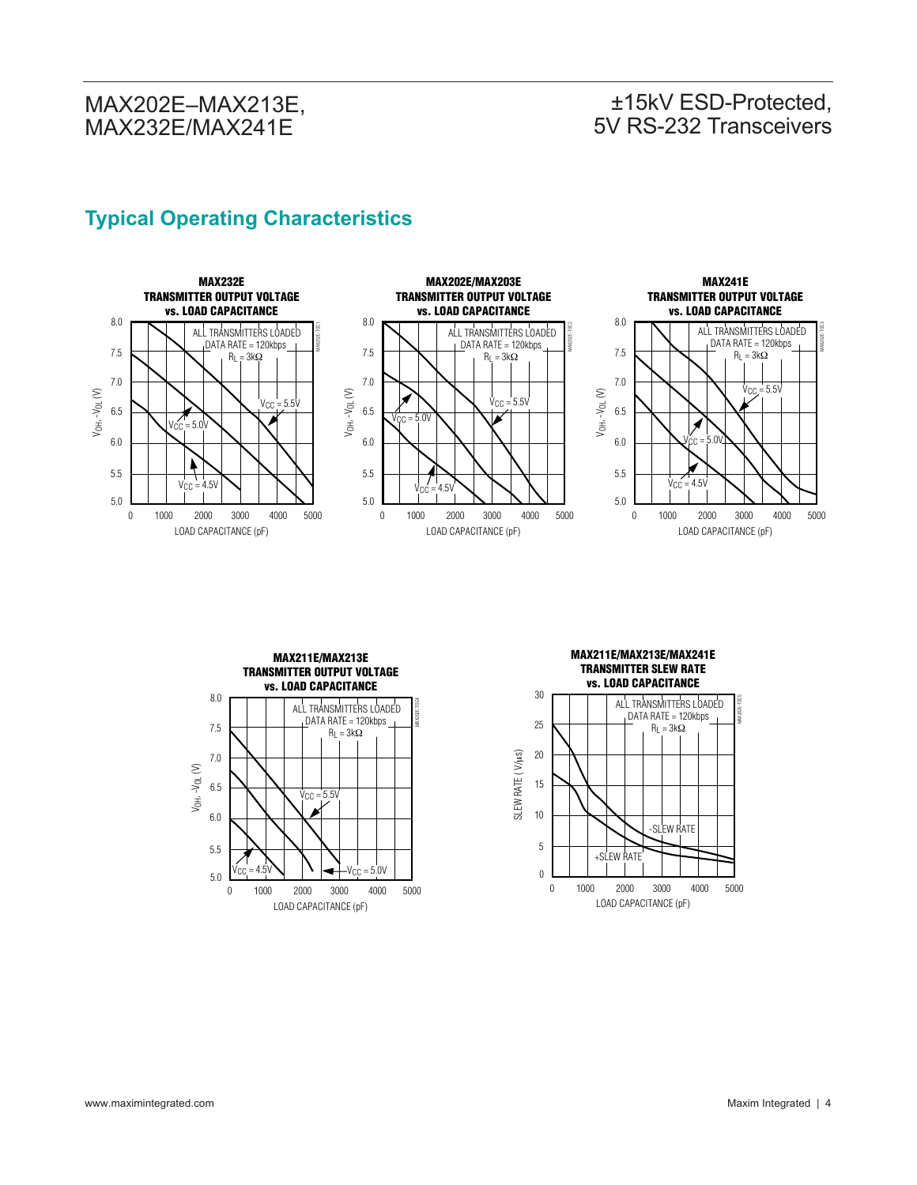## Typical Operating Characteristics

**MAX232E TRANSMITTER OUTPUT VOLTAGE vs. LOAD CAPACITANCE**

ALL TRANSMITTERS LOADED
DATA RATE = 120kbps
$R_L = 3k\Omega$

$V_{CC} = 5.5V$
$V_{CC} = 5.0V$
$V_{CC} = 4.5V$

$V_{OH}, -V_{OL}$ (V)

LOAD CAPACITANCE (pF)

**MAX202E/MAX203E TRANSMITTER OUTPUT VOLTAGE vs. LOAD CAPACITANCE**

ALL TRANSMITTERS LOADED
DATA RATE = 120kbps
$R_L = 3k\Omega$

$V_{CC} = 5.5V$
$V_{CC} = 5.0V$
$V_{CC} = 4.5V$

$V_{OH}, -V_{OL}$ (V)

LOAD CAPACITANCE (pF)

**MAX241E TRANSMITTER OUTPUT VOLTAGE vs. LOAD CAPACITANCE**

ALL TRANSMITTERS LOADED
DATA RATE = 120kbps
$R_L = 3k\Omega$

$V_{CC} = 5.5V$
$V_{CC} = 5.0V$
$V_{CC} = 4.5V$

$V_{OH}, -V_{OL}$ (V)

LOAD CAPACITANCE (pF)

**MAX211E/MAX213E TRANSMITTER OUTPUT VOLTAGE vs. LOAD CAPACITANCE**

ALL TRANSMITTERS LOADED
DATA RATE = 120kbps
$R_L = 3k\Omega$

$V_{CC} = 5.5V$
$V_{CC} = 5.0V$
$V_{CC} = 4.5V$

$V_{OH}, -V_{OL}$ (V)

LOAD CAPACITANCE (pF)

**MAX211E/MAX213E/MAX241E TRANSMITTER SLEW RATE vs. LOAD CAPACITANCE**

ALL TRANSMITTERS LOADED
DATA RATE = 120kbps
$R_L = 3k\Omega$

-SLEW RATE
+SLEW RATE

SLEW RATE (V/µs)

LOAD CAPACITANCE (pF)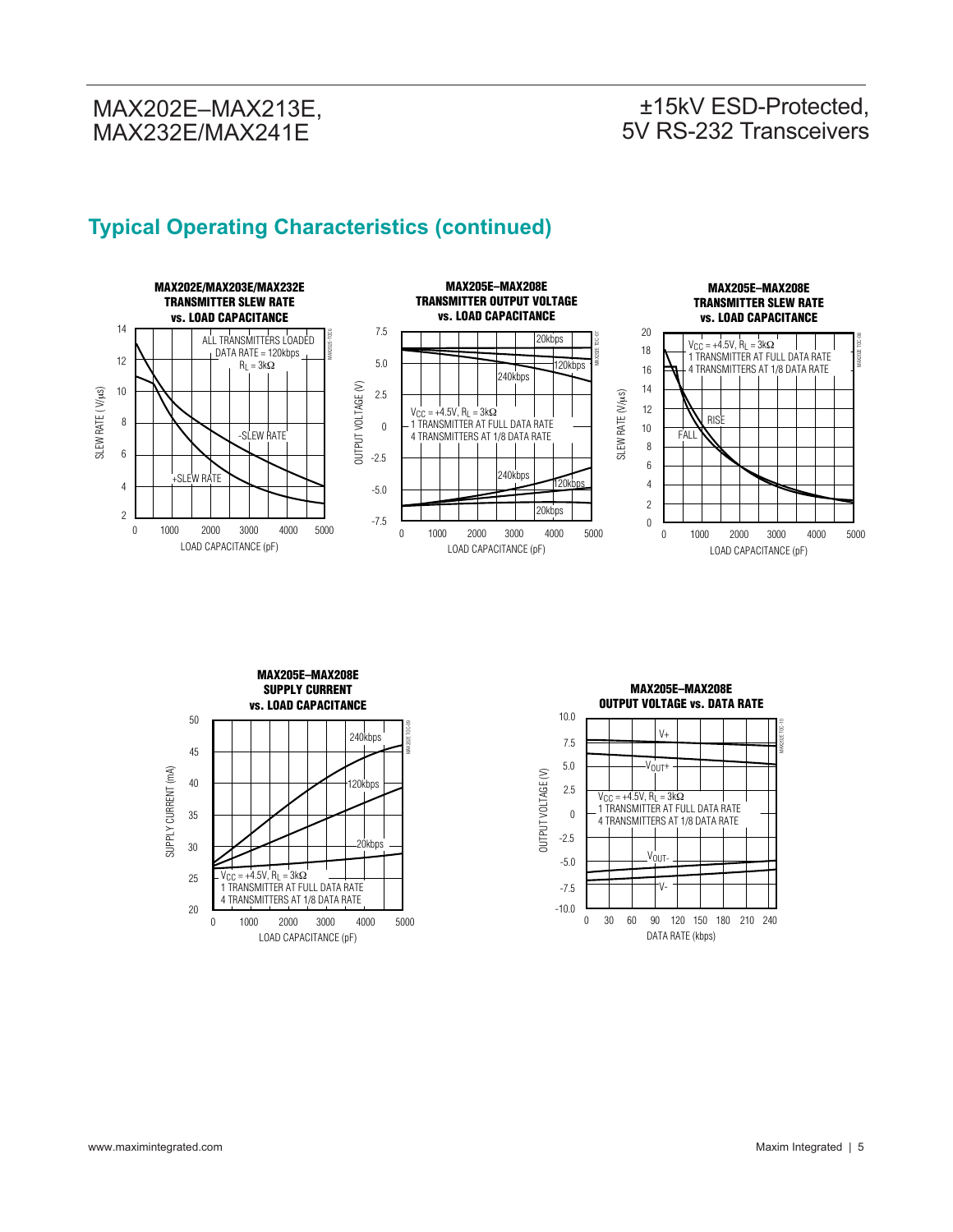## Typical Operating Characteristics (continued)

**MAX202E/MAX203E/MAX232E TRANSMITTER SLEW RATE vs. LOAD CAPACITANCE**

ALL TRANSMITTERS LOADED
DATA RATE = 120kbps
$R_L = 3k\Omega$

SLEW RATE (V/μs); LOAD CAPACITANCE (pF); -SLEW RATE; +SLEW RATE

**MAX205E–MAX208E TRANSMITTER OUTPUT VOLTAGE vs. LOAD CAPACITANCE**

$V_{CC} = +4.5V$, $R_L = 3k\Omega$
1 TRANSMITTER AT FULL DATA RATE
4 TRANSMITTERS AT 1/8 DATA RATE

OUTPUT VOLTAGE (V); LOAD CAPACITANCE (pF); 20kbps; 120kbps; 240kbps

**MAX205E–MAX208E TRANSMITTER SLEW RATE vs. LOAD CAPACITANCE**

$V_{CC} = +4.5V$, $R_L = 3k\Omega$
1 TRANSMITTER AT FULL DATA RATE
4 TRANSMITTERS AT 1/8 DATA RATE

SLEW RATE (V/μs); LOAD CAPACITANCE (pF); RISE; FALL

**MAX205E–MAX208E SUPPLY CURRENT vs. LOAD CAPACITANCE**

$V_{CC} = +4.5V$, $R_L = 3k\Omega$
1 TRANSMITTER AT FULL DATA RATE
4 TRANSMITTERS AT 1/8 DATA RATE

SUPPLY CURRENT (mA); LOAD CAPACITANCE (pF); 240kbps; 120kbps; 20kbps

**MAX205E–MAX208E OUTPUT VOLTAGE vs. DATA RATE**

$V_{CC} = +4.5V$, $R_L = 3k\Omega$
1 TRANSMITTER AT FULL DATA RATE
4 TRANSMITTERS AT 1/8 DATA RATE

OUTPUT VOLTAGE (V); DATA RATE (kbps); V+; $V_{OUT+}$; $V_{OUT-}$; V-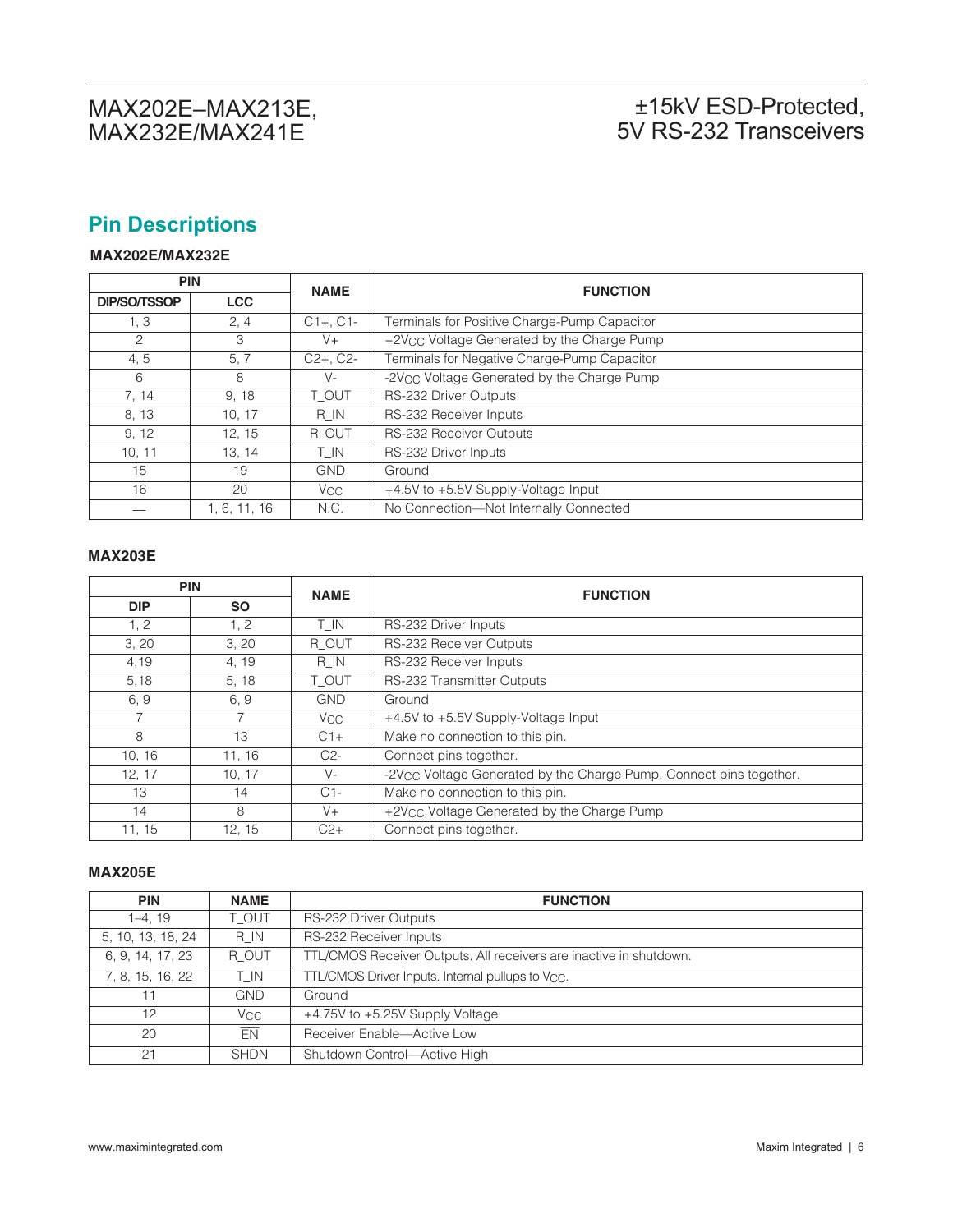## Pin Descriptions

### MAX202E/MAX232E

| PIN | | NAME | FUNCTION |
|---|---|---|---|
| DIP/SO/TSSOP | LCC | | |
| 1, 3 | 2, 4 | C1+, C1- | Terminals for Positive Charge-Pump Capacitor |
| 2 | 3 | V+ | $+2V_{CC}$ Voltage Generated by the Charge Pump |
| 4, 5 | 5, 7 | C2+, C2- | Terminals for Negative Charge-Pump Capacitor |
| 6 | 8 | V- | $-2V_{CC}$ Voltage Generated by the Charge Pump |
| 7, 14 | 9, 18 | T_OUT | RS-232 Driver Outputs |
| 8, 13 | 10, 17 | R_IN | RS-232 Receiver Inputs |
| 9, 12 | 12, 15 | R_OUT | RS-232 Receiver Outputs |
| 10, 11 | 13, 14 | T_IN | RS-232 Driver Inputs |
| 15 | 19 | GND | Ground |
| 16 | 20 | $V_{CC}$ | +4.5V to +5.5V Supply-Voltage Input |
| — | 1, 6, 11, 16 | N.C. | No Connection—Not Internally Connected |

### MAX203E

| PIN | | NAME | FUNCTION |
|---|---|---|---|
| DIP | SO | | |
| 1, 2 | 1, 2 | T_IN | RS-232 Driver Inputs |
| 3, 20 | 3, 20 | R_OUT | RS-232 Receiver Outputs |
| 4,19 | 4, 19 | R_IN | RS-232 Receiver Inputs |
| 5,18 | 5, 18 | T_OUT | RS-232 Transmitter Outputs |
| 6, 9 | 6, 9 | GND | Ground |
| 7 | 7 | $V_{CC}$ | +4.5V to +5.5V Supply-Voltage Input |
| 8 | 13 | C1+ | Make no connection to this pin. |
| 10, 16 | 11, 16 | C2- | Connect pins together. |
| 12, 17 | 10, 17 | V- | $-2V_{CC}$ Voltage Generated by the Charge Pump. Connect pins together. |
| 13 | 14 | C1- | Make no connection to this pin. |
| 14 | 8 | V+ | $+2V_{CC}$ Voltage Generated by the Charge Pump |
| 11, 15 | 12, 15 | C2+ | Connect pins together. |

### MAX205E

| PIN | NAME | FUNCTION |
|---|---|---|
| 1–4, 19 | T_OUT | RS-232 Driver Outputs |
| 5, 10, 13, 18, 24 | R_IN | RS-232 Receiver Inputs |
| 6, 9, 14, 17, 23 | R_OUT | TTL/CMOS Receiver Outputs. All receivers are inactive in shutdown. |
| 7, 8, 15, 16, 22 | T_IN | TTL/CMOS Driver Inputs. Internal pullups to $V_{CC}$. |
| 11 | GND | Ground |
| 12 | $V_{CC}$ | +4.75V to +5.25V Supply Voltage |
| 20 | $\overline{EN}$ | Receiver Enable—Active Low |
| 21 | SHDN | Shutdown Control—Active High |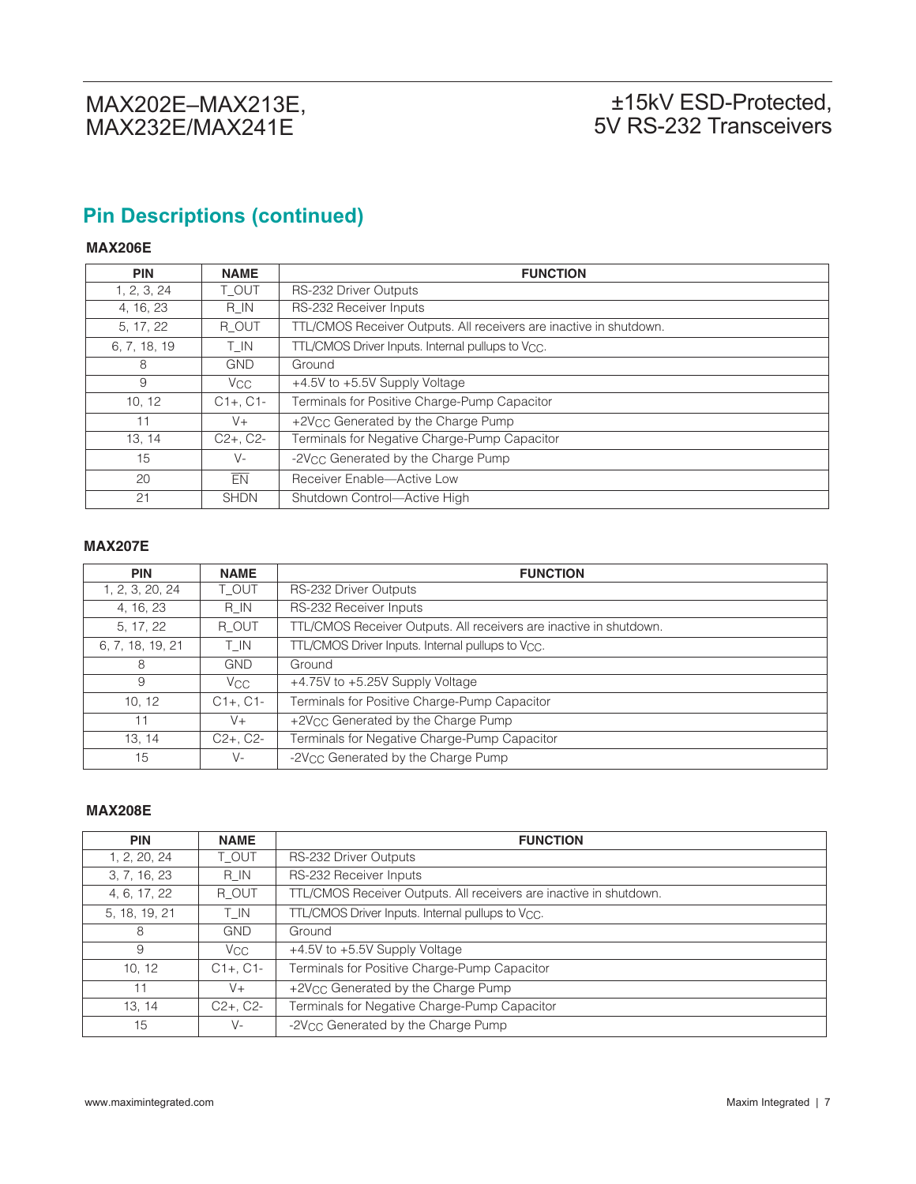## Pin Descriptions (continued)

### MAX206E

| PIN | NAME | FUNCTION |
|---|---|---|
| 1, 2, 3, 24 | T_OUT | RS-232 Driver Outputs |
| 4, 16, 23 | R_IN | RS-232 Receiver Inputs |
| 5, 17, 22 | R_OUT | TTL/CMOS Receiver Outputs. All receivers are inactive in shutdown. |
| 6, 7, 18, 19 | T_IN | TTL/CMOS Driver Inputs. Internal pullups to $V_{CC}$. |
| 8 | GND | Ground |
| 9 | $V_{CC}$ | +4.5V to +5.5V Supply Voltage |
| 10, 12 | C1+, C1- | Terminals for Positive Charge-Pump Capacitor |
| 11 | V+ | +2$V_{CC}$ Generated by the Charge Pump |
| 13, 14 | C2+, C2- | Terminals for Negative Charge-Pump Capacitor |
| 15 | V- | -2$V_{CC}$ Generated by the Charge Pump |
| 20 | $\overline{EN}$ | Receiver Enable—Active Low |
| 21 | SHDN | Shutdown Control—Active High |

### MAX207E

| PIN | NAME | FUNCTION |
|---|---|---|
| 1, 2, 3, 20, 24 | T_OUT | RS-232 Driver Outputs |
| 4, 16, 23 | R_IN | RS-232 Receiver Inputs |
| 5, 17, 22 | R_OUT | TTL/CMOS Receiver Outputs. All receivers are inactive in shutdown. |
| 6, 7, 18, 19, 21 | T_IN | TTL/CMOS Driver Inputs. Internal pullups to $V_{CC}$. |
| 8 | GND | Ground |
| 9 | $V_{CC}$ | +4.75V to +5.25V Supply Voltage |
| 10, 12 | C1+, C1- | Terminals for Positive Charge-Pump Capacitor |
| 11 | V+ | +2$V_{CC}$ Generated by the Charge Pump |
| 13, 14 | C2+, C2- | Terminals for Negative Charge-Pump Capacitor |
| 15 | V- | -2$V_{CC}$ Generated by the Charge Pump |

### MAX208E

| PIN | NAME | FUNCTION |
|---|---|---|
| 1, 2, 20, 24 | T_OUT | RS-232 Driver Outputs |
| 3, 7, 16, 23 | R_IN | RS-232 Receiver Inputs |
| 4, 6, 17, 22 | R_OUT | TTL/CMOS Receiver Outputs. All receivers are inactive in shutdown. |
| 5, 18, 19, 21 | T_IN | TTL/CMOS Driver Inputs. Internal pullups to $V_{CC}$. |
| 8 | GND | Ground |
| 9 | $V_{CC}$ | +4.5V to +5.5V Supply Voltage |
| 10, 12 | C1+, C1- | Terminals for Positive Charge-Pump Capacitor |
| 11 | V+ | +2$V_{CC}$ Generated by the Charge Pump |
| 13, 14 | C2+, C2- | Terminals for Negative Charge-Pump Capacitor |
| 15 | V- | -2$V_{CC}$ Generated by the Charge Pump |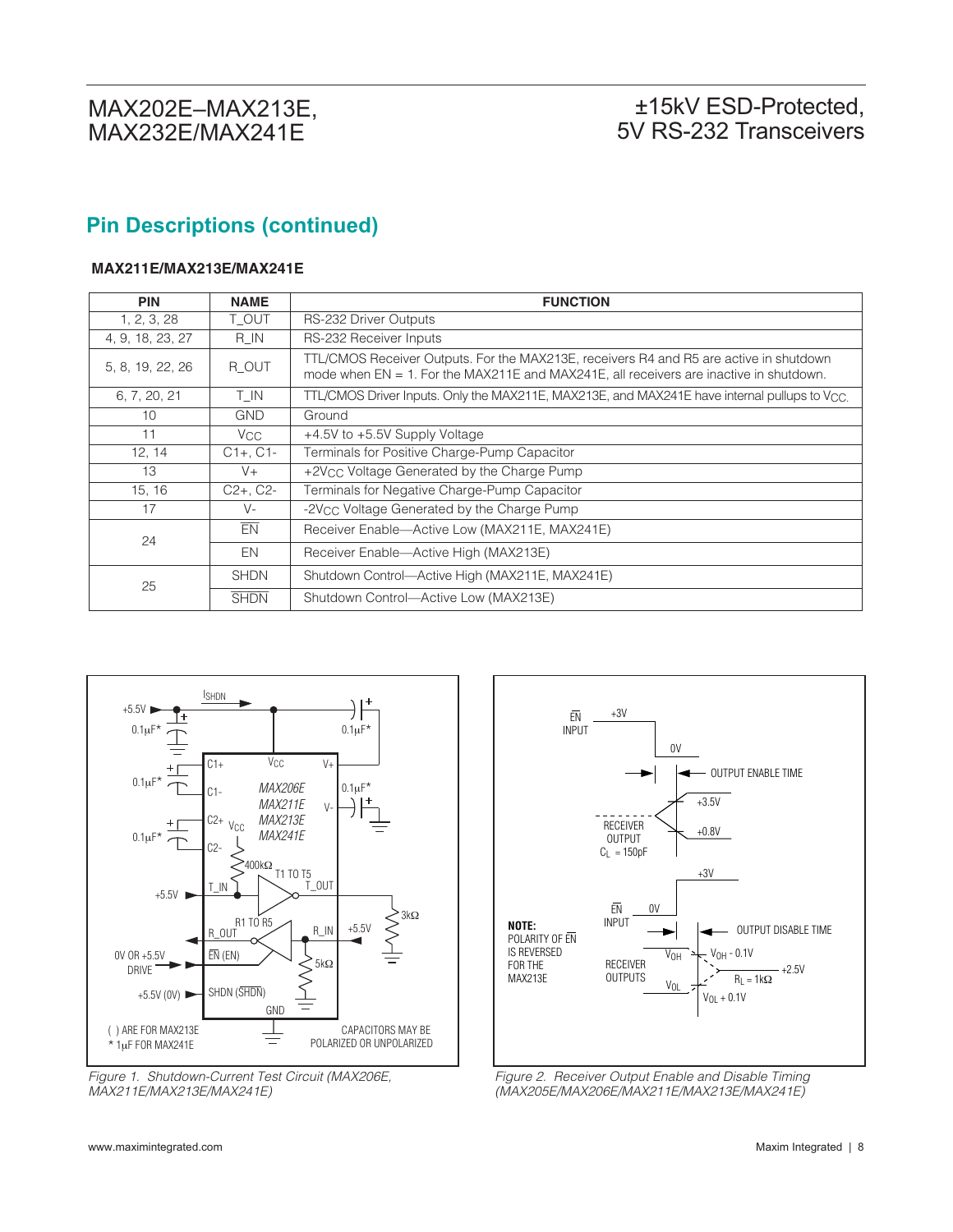## Pin Descriptions (continued)

### MAX211E/MAX213E/MAX241E

| PIN | NAME | FUNCTION |
|---|---|---|
| 1, 2, 3, 28 | T_OUT | RS-232 Driver Outputs |
| 4, 9, 18, 23, 27 | R_IN | RS-232 Receiver Inputs |
| 5, 8, 19, 22, 26 | R_OUT | TTL/CMOS Receiver Outputs. For the MAX213E, receivers R4 and R5 are active in shutdown mode when EN = 1. For the MAX211E and MAX241E, all receivers are inactive in shutdown. |
| 6, 7, 20, 21 | T_IN | TTL/CMOS Driver Inputs. Only the MAX211E, MAX213E, and MAX241E have internal pullups to $V_{CC}$. |
| 10 | GND | Ground |
| 11 | $V_{CC}$ | +4.5V to +5.5V Supply Voltage |
| 12, 14 | C1+, C1- | Terminals for Positive Charge-Pump Capacitor |
| 13 | V+ | $+2V_{CC}$ Voltage Generated by the Charge Pump |
| 15, 16 | C2+, C2- | Terminals for Negative Charge-Pump Capacitor |
| 17 | V- | $-2V_{CC}$ Voltage Generated by the Charge Pump |
| 24 | $\overline{EN}$ | Receiver Enable—Active Low (MAX211E, MAX241E) |
| | EN | Receiver Enable—Active High (MAX213E) |
| 25 | SHDN | Shutdown Control—Active High (MAX211E, MAX241E) |
| | $\overline{SHDN}$ | Shutdown Control—Active Low (MAX213E) |

*Figure 1. Shutdown-Current Test Circuit (MAX206E, MAX211E/MAX213E/MAX241E)*

*Figure 2. Receiver Output Enable and Disable Timing (MAX205E/MAX206E/MAX211E/MAX213E/MAX241E)*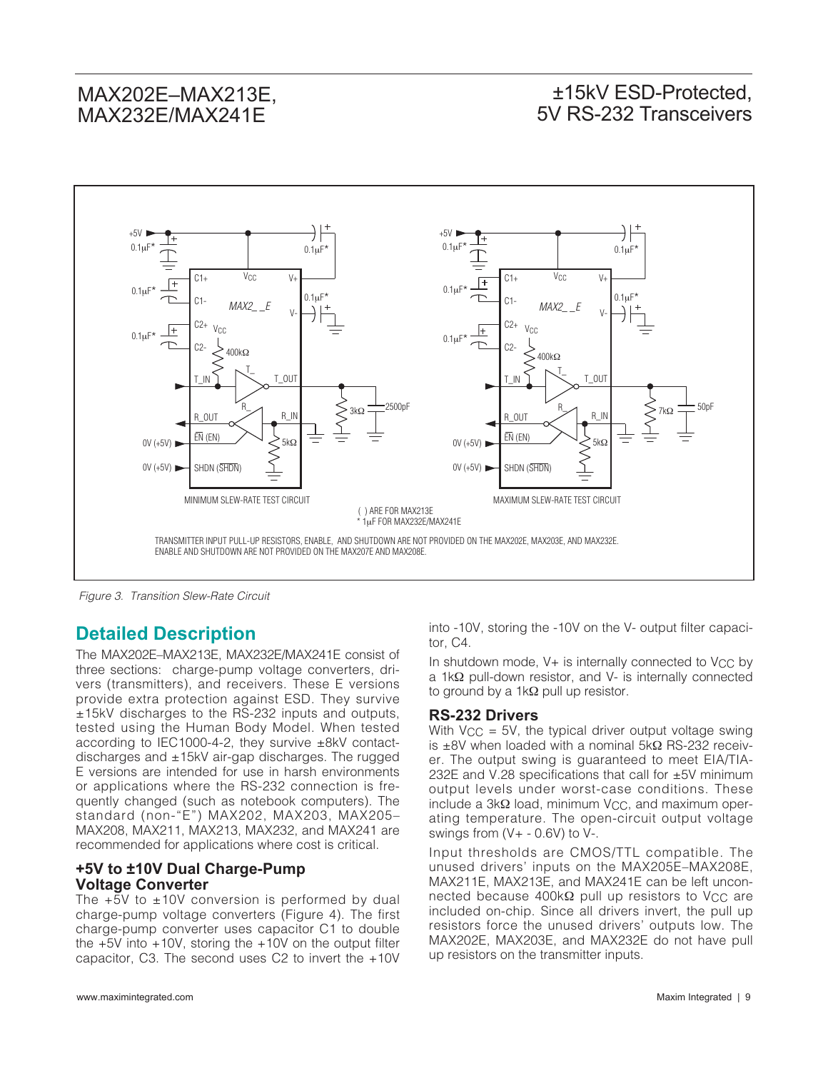TRANSMITTER INPUT PULL-UP RESISTORS, ENABLE, AND SHUTDOWN ARE NOT PROVIDED ON THE MAX202E, MAX203E, AND MAX232E. ENABLE AND SHUTDOWN ARE NOT PROVIDED ON THE MAX207E AND MAX208E.

*Figure 3. Transition Slew-Rate Circuit*

## Detailed Description

The MAX202E–MAX213E, MAX232E/MAX241E consist of three sections: charge-pump voltage converters, drivers (transmitters), and receivers. These E versions provide extra protection against ESD. They survive ±15kV discharges to the RS-232 inputs and outputs, tested using the Human Body Model. When tested according to IEC1000-4-2, they survive ±8kV contact-discharges and ±15kV air-gap discharges. The rugged E versions are intended for use in harsh environments or applications where the RS-232 connection is frequently changed (such as notebook computers). The standard (non-"E") MAX202, MAX203, MAX205–MAX208, MAX211, MAX213, MAX232, and MAX241 are recommended for applications where cost is critical.

### +5V to ±10V Dual Charge-Pump Voltage Converter

The +5V to ±10V conversion is performed by dual charge-pump voltage converters (Figure 4). The first charge-pump converter uses capacitor C1 to double the +5V into +10V, storing the +10V on the output filter capacitor, C3. The second uses C2 to invert the +10V into -10V, storing the -10V on the V- output filter capacitor, C4.

In shutdown mode, V+ is internally connected to $V_{CC}$ by a 1kΩ pull-down resistor, and V- is internally connected to ground by a 1kΩ pull up resistor.

### RS-232 Drivers

With $V_{CC}$ = 5V, the typical driver output voltage swing is ±8V when loaded with a nominal 5kΩ RS-232 receiver. The output swing is guaranteed to meet EIA/TIA-232E and V.28 specifications that call for ±5V minimum output levels under worst-case conditions. These include a 3kΩ load, minimum $V_{CC}$, and maximum operating temperature. The open-circuit output voltage swings from (V+ - 0.6V) to V-.

Input thresholds are CMOS/TTL compatible. The unused drivers' inputs on the MAX205E–MAX208E, MAX211E, MAX213E, and MAX241E can be left unconnected because 400kΩ pull up resistors to $V_{CC}$ are included on-chip. Since all drivers invert, the pull up resistors force the unused drivers' outputs low. The MAX202E, MAX203E, and MAX232E do not have pull up resistors on the transmitter inputs.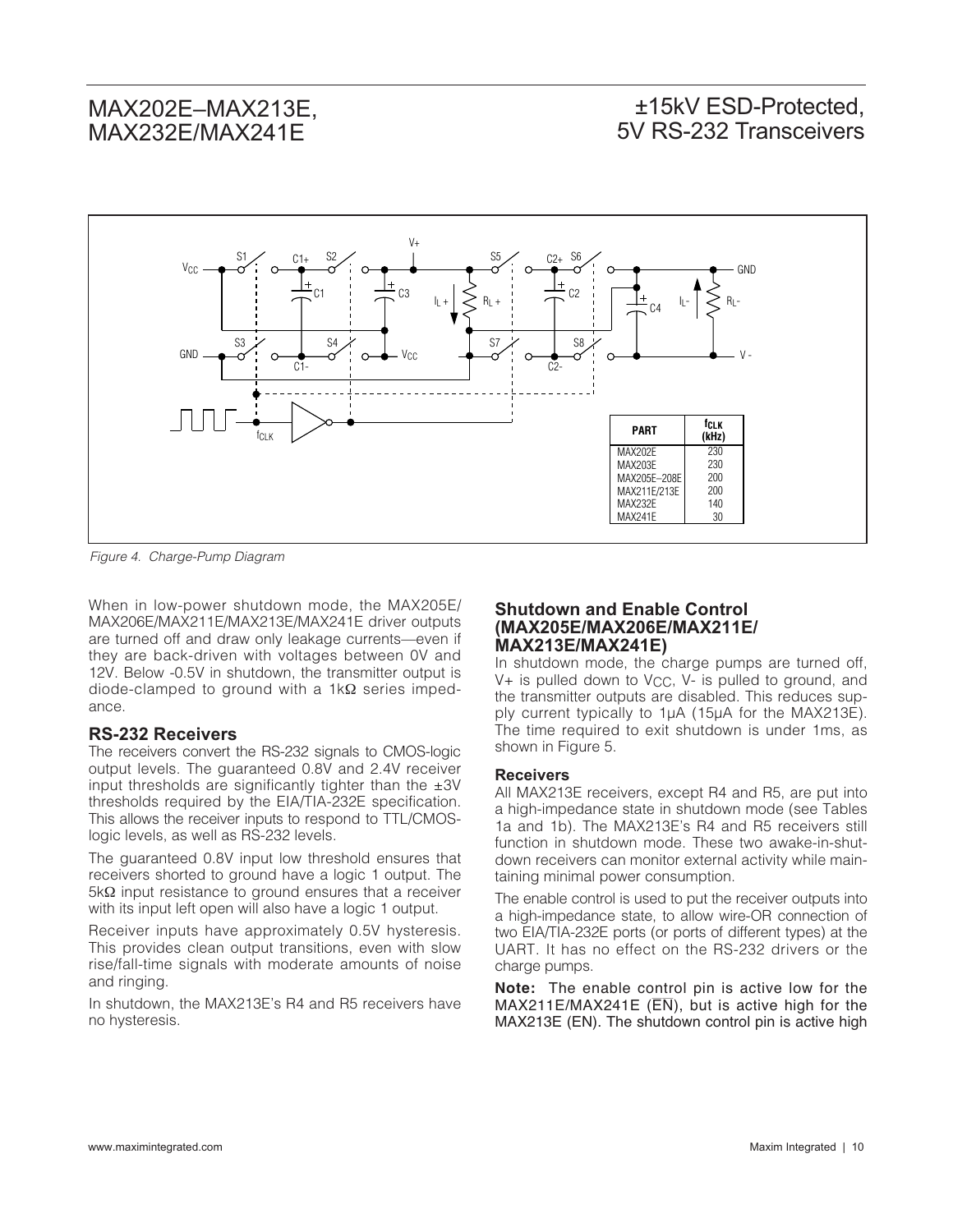| PART | $f_{CLK}$ (kHz) |
| --- | --- |
| MAX202E | 230 |
| MAX203E | 230 |
| MAX205E–208E | 200 |
| MAX211E/213E | 200 |
| MAX232E | 140 |
| MAX241E | 30 |

*Figure 4. Charge-Pump Diagram*

When in low-power shutdown mode, the MAX205E/MAX206E/MAX211E/MAX213E/MAX241E driver outputs are turned off and draw only leakage currents—even if they are back-driven with voltages between 0V and 12V. Below -0.5V in shutdown, the transmitter output is diode-clamped to ground with a 1kΩ series impedance.

### RS-232 Receivers

The receivers convert the RS-232 signals to CMOS-logic output levels. The guaranteed 0.8V and 2.4V receiver input thresholds are significantly tighter than the ±3V thresholds required by the EIA/TIA-232E specification. This allows the receiver inputs to respond to TTL/CMOS-logic levels, as well as RS-232 levels.

The guaranteed 0.8V input low threshold ensures that receivers shorted to ground have a logic 1 output. The 5kΩ input resistance to ground ensures that a receiver with its input left open will also have a logic 1 output.

Receiver inputs have approximately 0.5V hysteresis. This provides clean output transitions, even with slow rise/fall-time signals with moderate amounts of noise and ringing.

In shutdown, the MAX213E's R4 and R5 receivers have no hysteresis.

### Shutdown and Enable Control (MAX205E/MAX206E/MAX211E/MAX213E/MAX241E)

In shutdown mode, the charge pumps are turned off, V+ is pulled down to $V_{CC}$, V- is pulled to ground, and the transmitter outputs are disabled. This reduces supply current typically to 1µA (15µA for the MAX213E). The time required to exit shutdown is under 1ms, as shown in Figure 5.

#### Receivers

All MAX213E receivers, except R4 and R5, are put into a high-impedance state in shutdown mode (see Tables 1a and 1b). The MAX213E's R4 and R5 receivers still function in shutdown mode. These two awake-in-shutdown receivers can monitor external activity while maintaining minimal power consumption.

The enable control is used to put the receiver outputs into a high-impedance state, to allow wire-OR connection of two EIA/TIA-232E ports (or ports of different types) at the UART. It has no effect on the RS-232 drivers or the charge pumps.

**Note:** The enable control pin is active low for the MAX211E/MAX241E ($\overline{EN}$), but is active high for the MAX213E (EN). The shutdown control pin is active high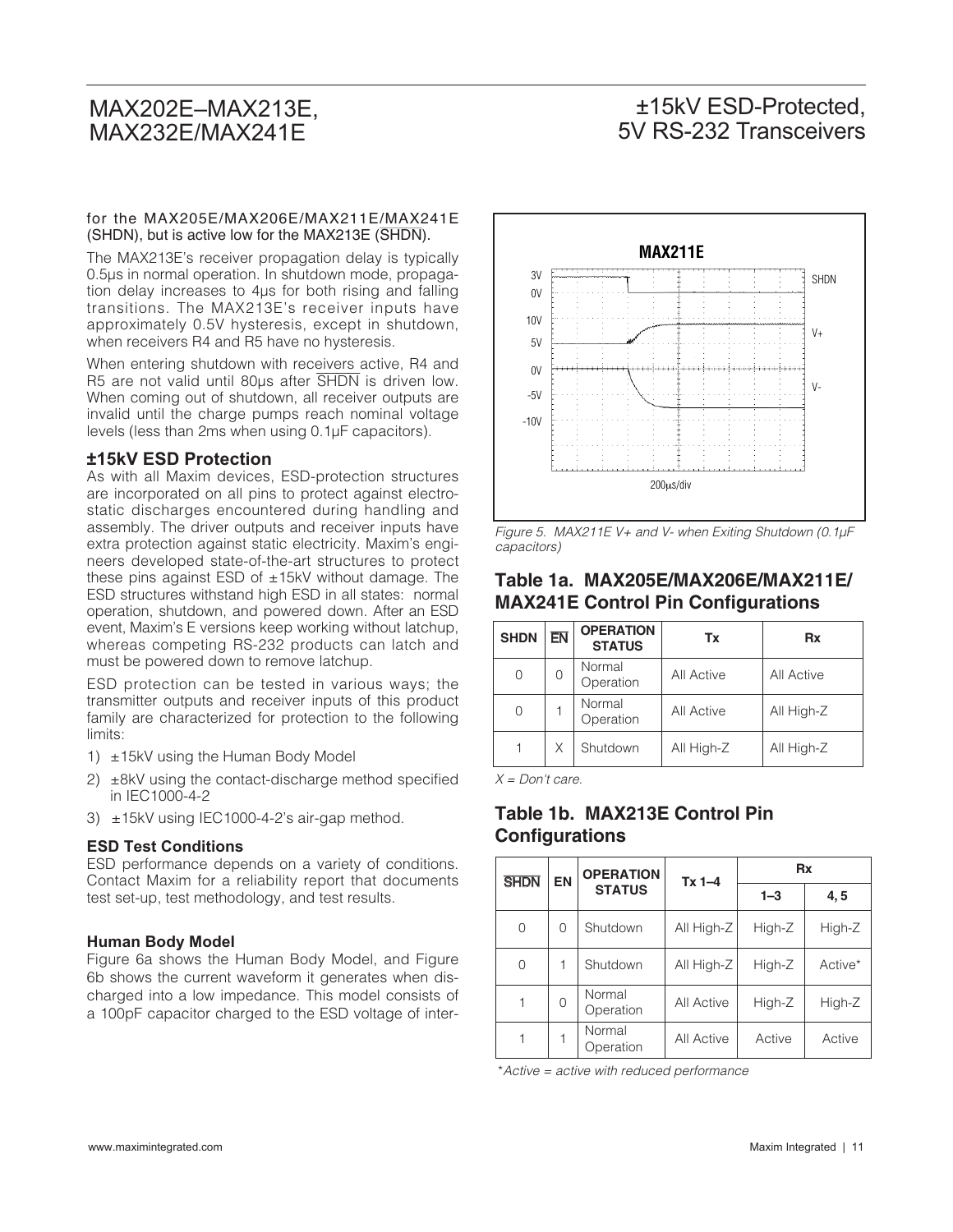for the MAX205E/MAX206E/MAX211E/MAX241E (SHDN), but is active low for the MAX213E (SHDN).

The MAX213E's receiver propagation delay is typically 0.5µs in normal operation. In shutdown mode, propagation delay increases to 4µs for both rising and falling transitions. The MAX213E's receiver inputs have approximately 0.5V hysteresis, except in shutdown, when receivers R4 and R5 have no hysteresis.

When entering shutdown with receivers active, R4 and R5 are not valid until 80µs after SHDN is driven low. When coming out of shutdown, all receiver outputs are invalid until the charge pumps reach nominal voltage levels (less than 2ms when using 0.1µF capacitors).

### ±15kV ESD Protection

As with all Maxim devices, ESD-protection structures are incorporated on all pins to protect against electrostatic discharges encountered during handling and assembly. The driver outputs and receiver inputs have extra protection against static electricity. Maxim's engineers developed state-of-the-art structures to protect these pins against ESD of ±15kV without damage. The ESD structures withstand high ESD in all states: normal operation, shutdown, and powered down. After an ESD event, Maxim's E versions keep working without latchup, whereas competing RS-232 products can latch and must be powered down to remove latchup.

ESD protection can be tested in various ways; the transmitter outputs and receiver inputs of this product family are characterized for protection to the following limits:

1) ±15kV using the Human Body Model
2) ±8kV using the contact-discharge method specified in IEC1000-4-2
3) ±15kV using IEC1000-4-2's air-gap method.

#### ESD Test Conditions

ESD performance depends on a variety of conditions. Contact Maxim for a reliability report that documents test set-up, test methodology, and test results.

#### Human Body Model

Figure 6a shows the Human Body Model, and Figure 6b shows the current waveform it generates when discharged into a low impedance. This model consists of a 100pF capacitor charged to the ESD voltage of inter-

*Figure 5. MAX211E V+ and V- when Exiting Shutdown (0.1µF capacitors)*

### Table 1a. MAX205E/MAX206E/MAX211E/MAX241E Control Pin Configurations

| SHDN | EN | OPERATION STATUS | Tx | Rx |
|---|---|---|---|---|
| 0 | 0 | Normal Operation | All Active | All Active |
| 0 | 1 | Normal Operation | All Active | All High-Z |
| 1 | X | Shutdown | All High-Z | All High-Z |

*X = Don't care.*

### Table 1b. MAX213E Control Pin Configurations

| SHDN | EN | OPERATION STATUS | Tx 1–4 | Rx | |
|---|---|---|---|---|---|
| | | | | 1–3 | 4, 5 |
| 0 | 0 | Shutdown | All High-Z | High-Z | High-Z |
| 0 | 1 | Shutdown | All High-Z | High-Z | Active* |
| 1 | 0 | Normal Operation | All Active | High-Z | High-Z |
| 1 | 1 | Normal Operation | All Active | Active | Active |

*\*Active = active with reduced performance*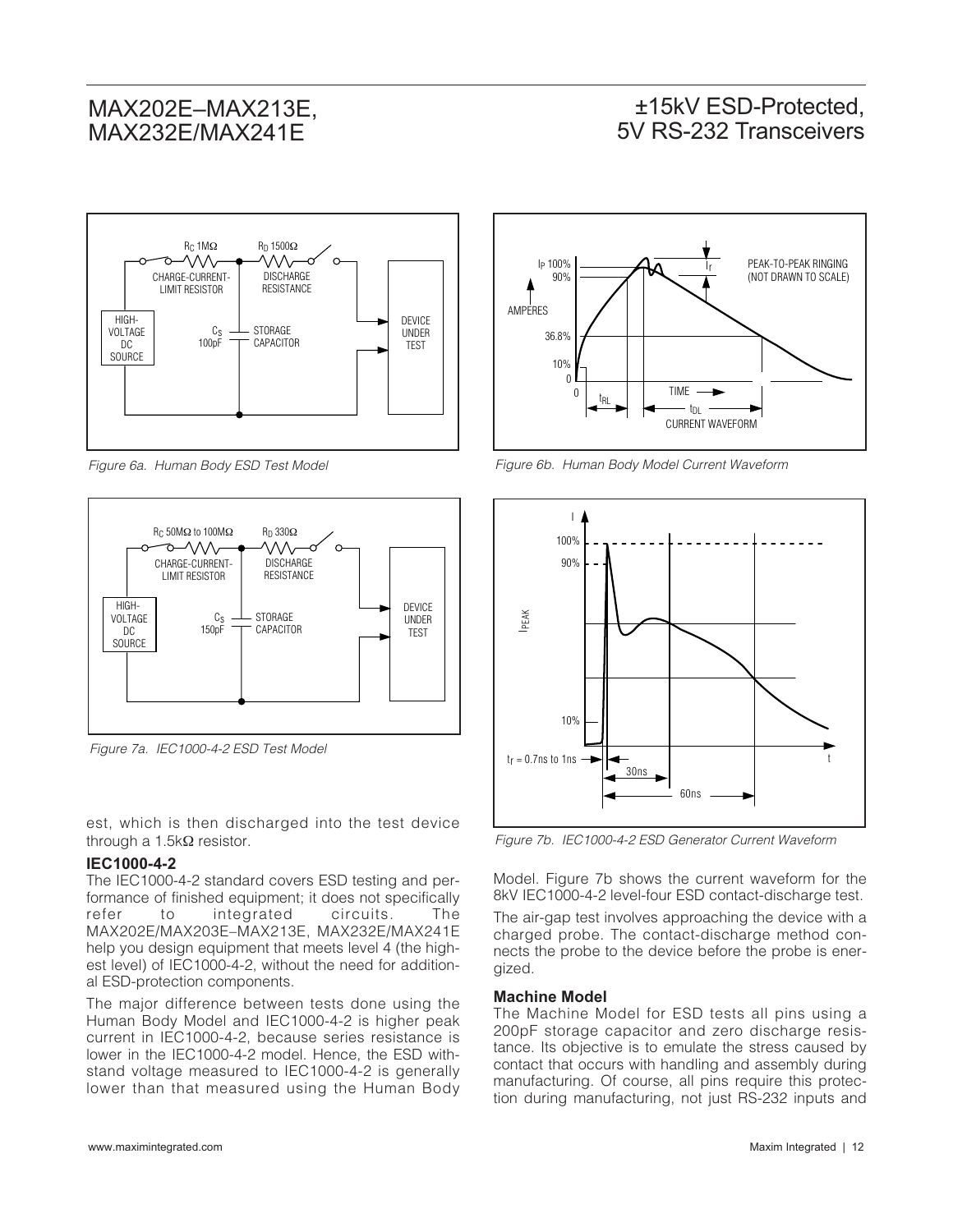Figure 6a. Human Body ESD Test Model

Figure 6b. Human Body Model Current Waveform

Figure 7a. IEC1000-4-2 ESD Test Model

Figure 7b. IEC1000-4-2 ESD Generator Current Waveform

est, which is then discharged into the test device through a 1.5kΩ resistor.

### IEC1000-4-2

The IEC1000-4-2 standard covers ESD testing and performance of finished equipment; it does not specifically refer to integrated circuits. The MAX202E/MAX203E–MAX213E, MAX232E/MAX241E help you design equipment that meets level 4 (the highest level) of IEC1000-4-2, without the need for additional ESD-protection components.

The major difference between tests done using the Human Body Model and IEC1000-4-2 is higher peak current in IEC1000-4-2, because series resistance is lower in the IEC1000-4-2 model. Hence, the ESD withstand voltage measured to IEC1000-4-2 is generally lower than that measured using the Human Body Model. Figure 7b shows the current waveform for the 8kV IEC1000-4-2 level-four ESD contact-discharge test.

The air-gap test involves approaching the device with a charged probe. The contact-discharge method connects the probe to the device before the probe is energized.

### Machine Model

The Machine Model for ESD tests all pins using a 200pF storage capacitor and zero discharge resistance. Its objective is to emulate the stress caused by contact that occurs with handling and assembly during manufacturing. Of course, all pins require this protection during manufacturing, not just RS-232 inputs and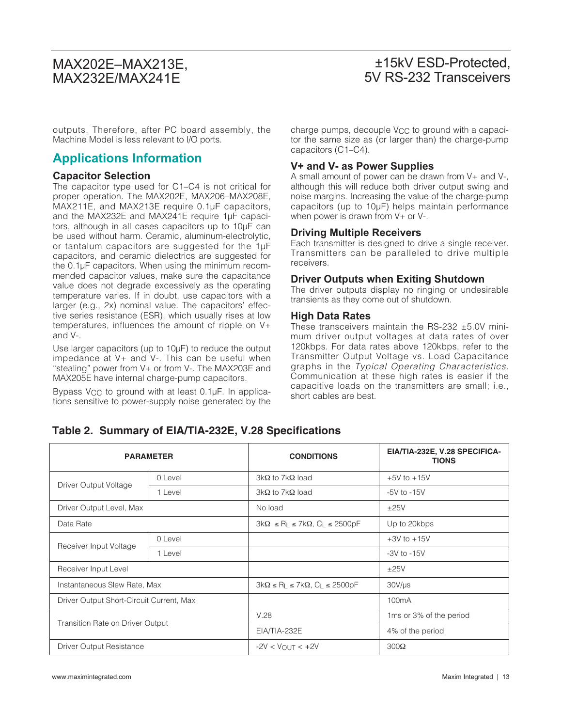outputs. Therefore, after PC board assembly, the Machine Model is less relevant to I/O ports.

## Applications Information

### Capacitor Selection

The capacitor type used for C1–C4 is not critical for proper operation. The MAX202E, MAX206–MAX208E, MAX211E, and MAX213E require 0.1μF capacitors, and the MAX232E and MAX241E require 1μF capacitors, although in all cases capacitors up to 10μF can be used without harm. Ceramic, aluminum-electrolytic, or tantalum capacitors are suggested for the 1μF capacitors, and ceramic dielectrics are suggested for the 0.1μF capacitors. When using the minimum recommended capacitor values, make sure the capacitance value does not degrade excessively as the operating temperature varies. If in doubt, use capacitors with a larger (e.g., 2x) nominal value. The capacitors' effective series resistance (ESR), which usually rises at low temperatures, influences the amount of ripple on V+ and V-.

Use larger capacitors (up to 10μF) to reduce the output impedance at V+ and V-. This can be useful when "stealing" power from V+ or from V-. The MAX203E and MAX205E have internal charge-pump capacitors.

Bypass $V_{CC}$ to ground with at least 0.1μF. In applications sensitive to power-supply noise generated by the charge pumps, decouple $V_{CC}$ to ground with a capacitor the same size as (or larger than) the charge-pump capacitors (C1–C4).

### V+ and V- as Power Supplies

A small amount of power can be drawn from V+ and V-, although this will reduce both driver output swing and noise margins. Increasing the value of the charge-pump capacitors (up to 10μF) helps maintain performance when power is drawn from V+ or V-.

### Driving Multiple Receivers

Each transmitter is designed to drive a single receiver. Transmitters can be paralleled to drive multiple receivers.

### Driver Outputs when Exiting Shutdown

The driver outputs display no ringing or undesirable transients as they come out of shutdown.

### High Data Rates

These transceivers maintain the RS-232 ±5.0V minimum driver output voltages at data rates of over 120kbps. For data rates above 120kbps, refer to the Transmitter Output Voltage vs. Load Capacitance graphs in the *Typical Operating Characteristics*. Communication at these high rates is easier if the capacitive loads on the transmitters are small; i.e., short cables are best.

### Table 2. Summary of EIA/TIA-232E, V.28 Specifications

| PARAMETER | | CONDITIONS | EIA/TIA-232E, V.28 SPECIFICATIONS |
|---|---|---|---|
| Driver Output Voltage | 0 Level | 3kΩ to 7kΩ load | +5V to +15V |
| | 1 Level | 3kΩ to 7kΩ load | -5V to -15V |
| Driver Output Level, Max | | No load | ±25V |
| Data Rate | | $3k\Omega \leq R_L \leq 7k\Omega$, $C_L \leq 2500pF$ | Up to 20kbps |
| Receiver Input Voltage | 0 Level | | +3V to +15V |
| | 1 Level | | -3V to -15V |
| Receiver Input Level | | | ±25V |
| Instantaneous Slew Rate, Max | | $3k\Omega \leq R_L \leq 7k\Omega$, $C_L \leq 2500pF$ | 30V/μs |
| Driver Output Short-Circuit Current, Max | | | 100mA |
| Transition Rate on Driver Output | | V.28 | 1ms or 3% of the period |
| | | EIA/TIA-232E | 4% of the period |
| Driver Output Resistance | | $-2V < V_{OUT} < +2V$ | 300Ω |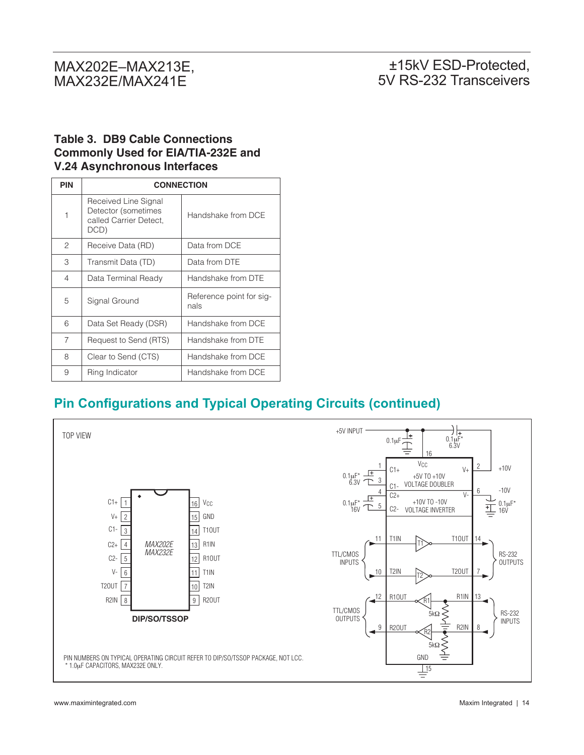### Table 3. DB9 Cable Connections Commonly Used for EIA/TIA-232E and V.24 Asynchronous Interfaces

| PIN | CONNECTION | |
|---|---|---|
| 1 | Received Line Signal Detector (sometimes called Carrier Detect, DCD) | Handshake from DCE |
| 2 | Receive Data (RD) | Data from DCE |
| 3 | Transmit Data (TD) | Data from DTE |
| 4 | Data Terminal Ready | Handshake from DTE |
| 5 | Signal Ground | Reference point for signals |
| 6 | Data Set Ready (DSR) | Handshake from DCE |
| 7 | Request to Send (RTS) | Handshake from DTE |
| 8 | Clear to Send (CTS) | Handshake from DCE |
| 9 | Ring Indicator | Handshake from DCE |

## Pin Configurations and Typical Operating Circuits (continued)

TOP VIEW

MAX202E
MAX232E

| Pin | Name | Pin | Name |
|---|---|---|---|
| 1 | C1+ | 16 | VCC |
| 2 | V+ | 15 | GND |
| 3 | C1- | 14 | T1OUT |
| 4 | C2+ | 13 | R1IN |
| 5 | C2- | 12 | R1OUT |
| 6 | V- | 11 | T1IN |
| 7 | T2OUT | 10 | T2IN |
| 8 | R2IN | 9 | R2OUT |

**DIP/SO/TSSOP**

+5V INPUT, 0.1μF, 0.1μF* 6.3V, VCC, C1+, C1-, +5V TO +10V VOLTAGE DOUBLER, V+, +10V, 0.1μF* 6.3V, C2+, C2-, +10V TO -10V VOLTAGE INVERTER, V-, -10V, 0.1μF* 16V, 0.1μF* 16V

TTL/CMOS INPUTS: T1IN (11), T2IN (10) → T1, T2 → T1OUT (14), T2OUT (7) RS-232 OUTPUTS

RS-232 INPUTS: R1IN (13), R2IN (8), 5kΩ → R1, R2 → R1OUT (12), R2OUT (9) TTL/CMOS OUTPUTS

GND (15)

PIN NUMBERS ON TYPICAL OPERATING CIRCUIT REFER TO DIP/SO/TSSOP PACKAGE, NOT LCC.
* 1.0μF CAPACITORS, MAX232E ONLY.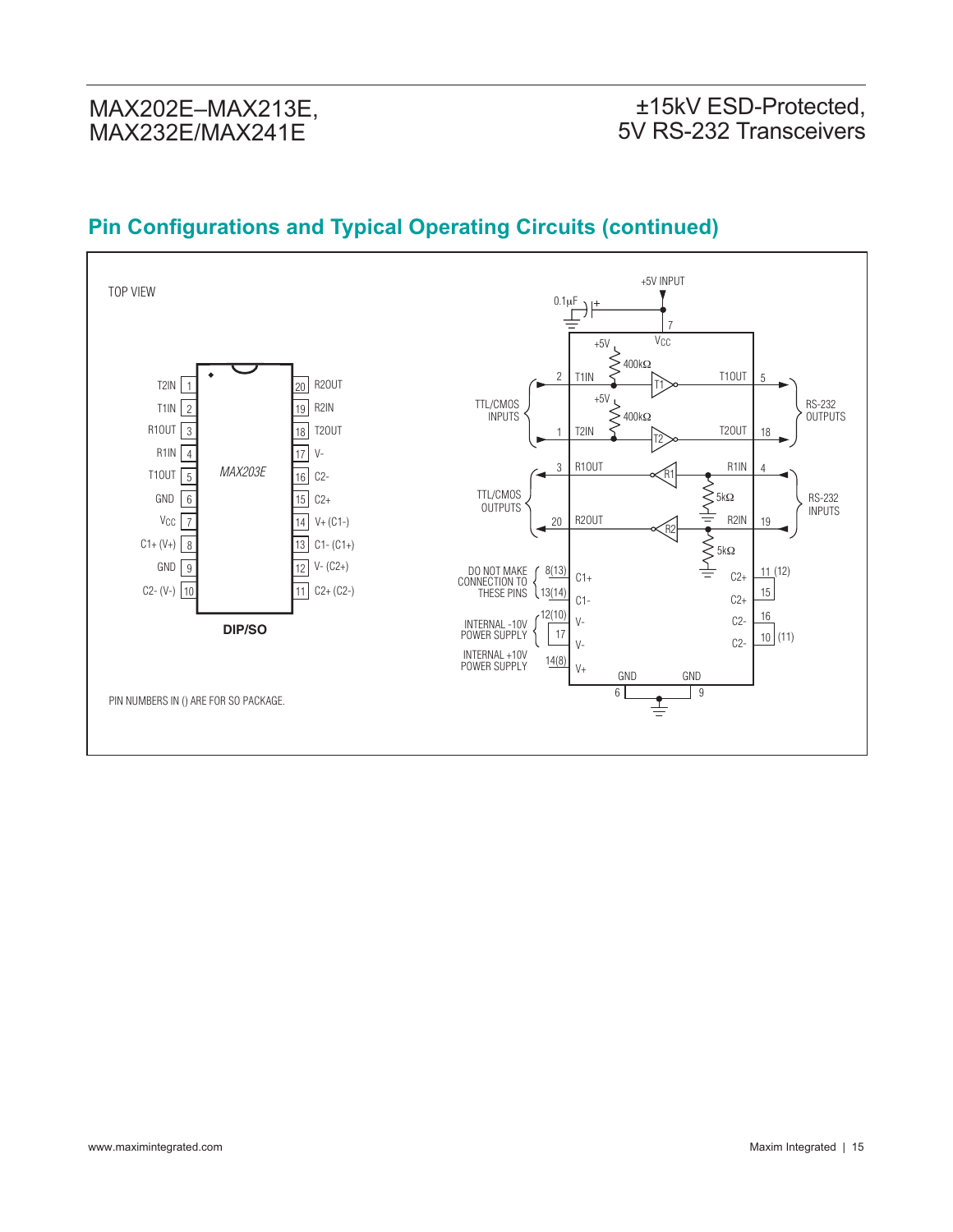## Pin Configurations and Typical Operating Circuits (continued)

TOP VIEW

| Pin | Name | Pin | Name |
|---|---|---|---|
| 1 | T2IN | 20 | R2OUT |
| 2 | T1IN | 19 | R2IN |
| 3 | R1OUT | 18 | T2OUT |
| 4 | R1IN | 17 | V- |
| 5 | T1OUT | 16 | C2- |
| 6 | GND | 15 | C2+ |
| 7 | VCC | 14 | V+ (C1-) |
| 8 | C1+ (V+) | 13 | C1- (C1+) |
| 9 | GND | 12 | V- (C2+) |
| 10 | C2- (V-) | 11 | C2+ (C2-) |

*MAX203E*

**DIP/SO**

PIN NUMBERS IN () ARE FOR SO PACKAGE.

+5V INPUT, 0.1µF, VCC (7), +5V, 400kΩ, T1IN (2), T1OUT (5), T2IN (1), T2OUT (18), TTL/CMOS INPUTS, RS-232 OUTPUTS, R1OUT (3), R1IN (4), R2OUT (20), R2IN (19), 5kΩ, TTL/CMOS OUTPUTS, RS-232 INPUTS, DO NOT MAKE CONNECTION TO THESE PINS: C1+ 8(13), C1- 13(14); C2+ 11 (12), C2+ 15, C2- 16, C2- 10 (11); INTERNAL -10V POWER SUPPLY: V- 12(10), V- 17; INTERNAL +10V POWER SUPPLY: V+ 14(8); GND 6, GND 9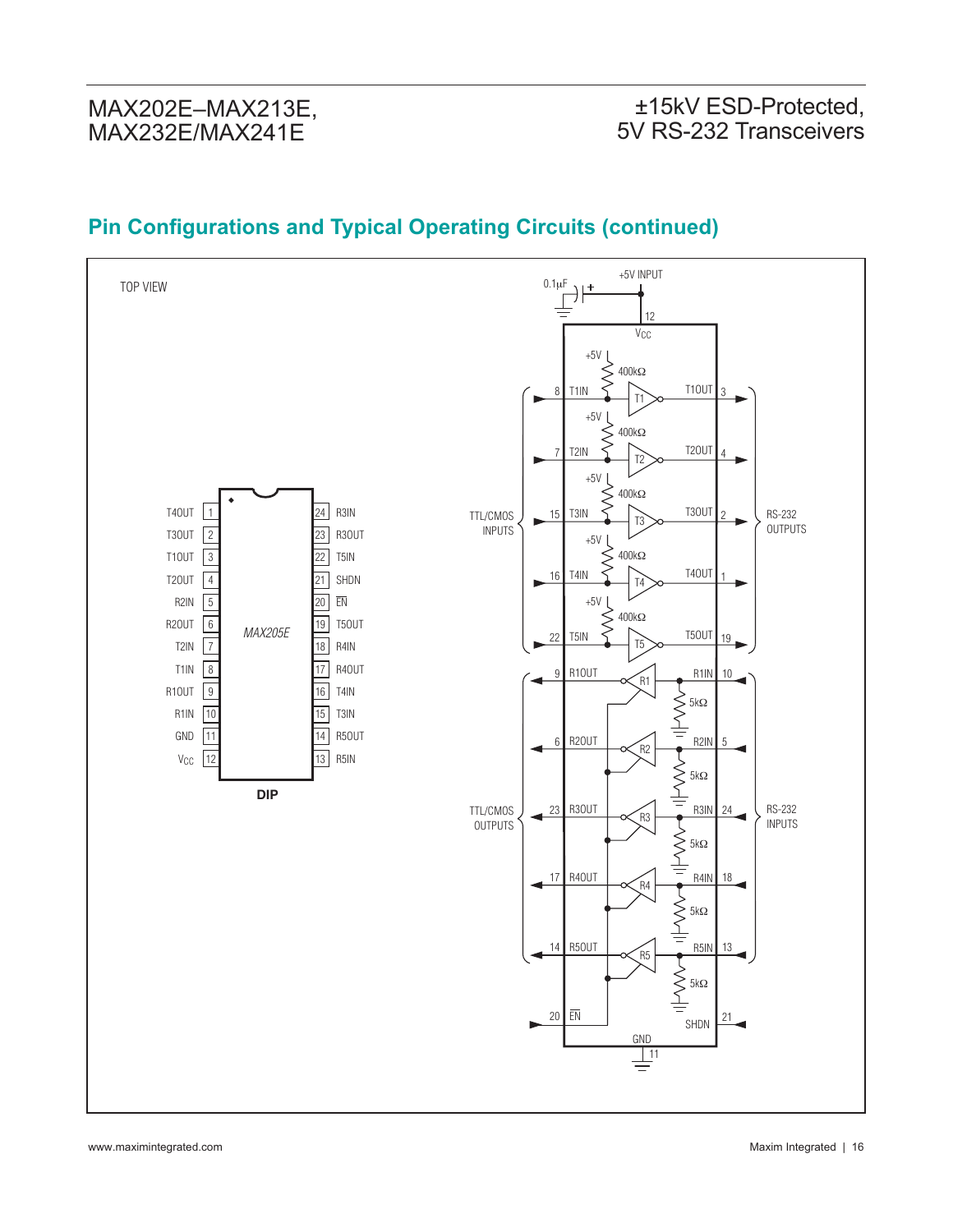## Pin Configurations and Typical Operating Circuits (continued)

TOP VIEW

| Pin | Name | Pin | Name |
|---|---|---|---|
| 1 | T4OUT | 24 | R3IN |
| 2 | T3OUT | 23 | R3OUT |
| 3 | T1OUT | 22 | T5IN |
| 4 | T2OUT | 21 | SHDN |
| 5 | R2IN | 20 | EN |
| 6 | R2OUT | 19 | T5OUT |
| 7 | T2IN | 18 | R4IN |
| 8 | T1IN | 17 | R4OUT |
| 9 | R1OUT | 16 | T4IN |
| 10 | R1IN | 15 | T3IN |
| 11 | GND | 14 | R5OUT |
| 12 | $V_{CC}$ | 13 | R5IN |

*MAX205E*

**DIP**

+5V INPUT

0.1μF

12 $V_{CC}$

TTL/CMOS INPUTS: 8 T1IN, 7 T2IN, 15 T3IN, 16 T4IN, 22 T5IN (each with +5V, 400kΩ pullup)

RS-232 OUTPUTS: T1OUT 3, T2OUT 4, T3OUT 2, T4OUT 1, T5OUT 19

TTL/CMOS OUTPUTS: 9 R1OUT, 6 R2OUT, 23 R3OUT, 17 R4OUT, 14 R5OUT

RS-232 INPUTS: R1IN 10, R2IN 5, R3IN 24, R4IN 18, R5IN 13 (each with 5kΩ to ground)

20 EN

SHDN 21

GND 11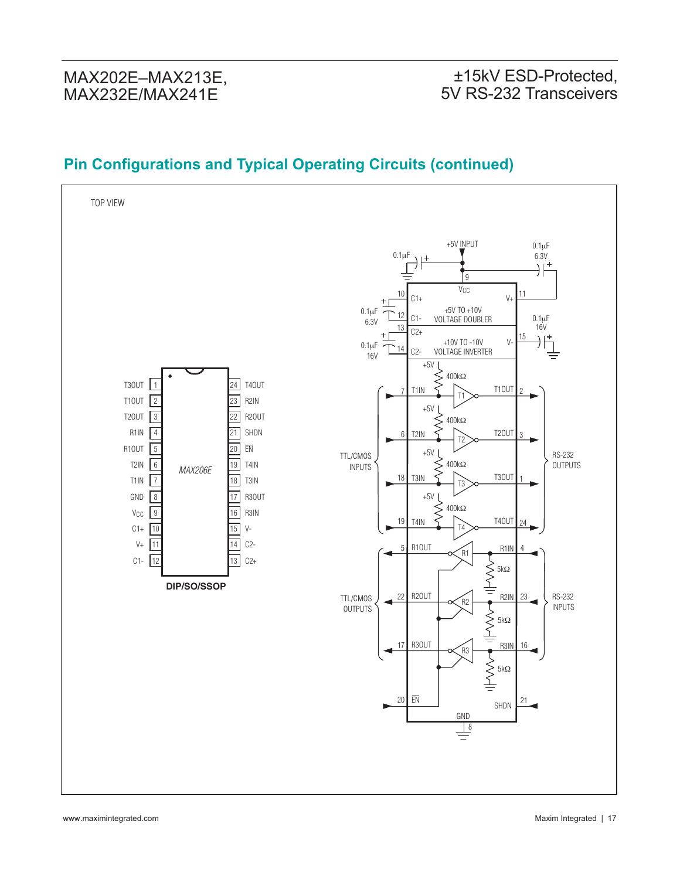## Pin Configurations and Typical Operating Circuits (continued)

TOP VIEW

| Pin | Name | Pin | Name |
|---|---|---|---|
| 1 | T3OUT | 24 | T4OUT |
| 2 | T1OUT | 23 | R2IN |
| 3 | T2OUT | 22 | R2OUT |
| 4 | R1IN | 21 | SHDN |
| 5 | R1OUT | 20 | EN |
| 6 | T2IN | 19 | T4IN |
| 7 | T1IN | 18 | T3IN |
| 8 | GND | 17 | R3OUT |
| 9 | $V_{CC}$ | 16 | R3IN |
| 10 | C1+ | 15 | V- |
| 11 | V+ | 14 | C2- |
| 12 | C1- | 13 | C2+ |

MAX206E

DIP/SO/SSOP

+5V INPUT

0.1μF

0.1μF 6.3V

$V_{CC}$

C1+ / C1- : +5V TO +10V VOLTAGE DOUBLER

C2+ / C2- : +10V TO -10V VOLTAGE INVERTER

0.1μF 6.3V

0.1μF 16V

0.1μF 16V

V+ / V-

+5V, 400kΩ

T1IN (7) → T1 → T1OUT (2)

T2IN (6) → T2 → T2OUT (3)

T3IN (18) → T3 → T3OUT (1)

T4IN (19) → T4 → T4OUT (24)

TTL/CMOS INPUTS

RS-232 OUTPUTS

R1OUT (5) ← R1 ← R1IN (4), 5kΩ

R2OUT (22) ← R2 ← R2IN (23), 5kΩ

R3OUT (17) ← R3 ← R3IN (16), 5kΩ

TTL/CMOS OUTPUTS

RS-232 INPUTS

EN (20)

SHDN (21)

GND (8)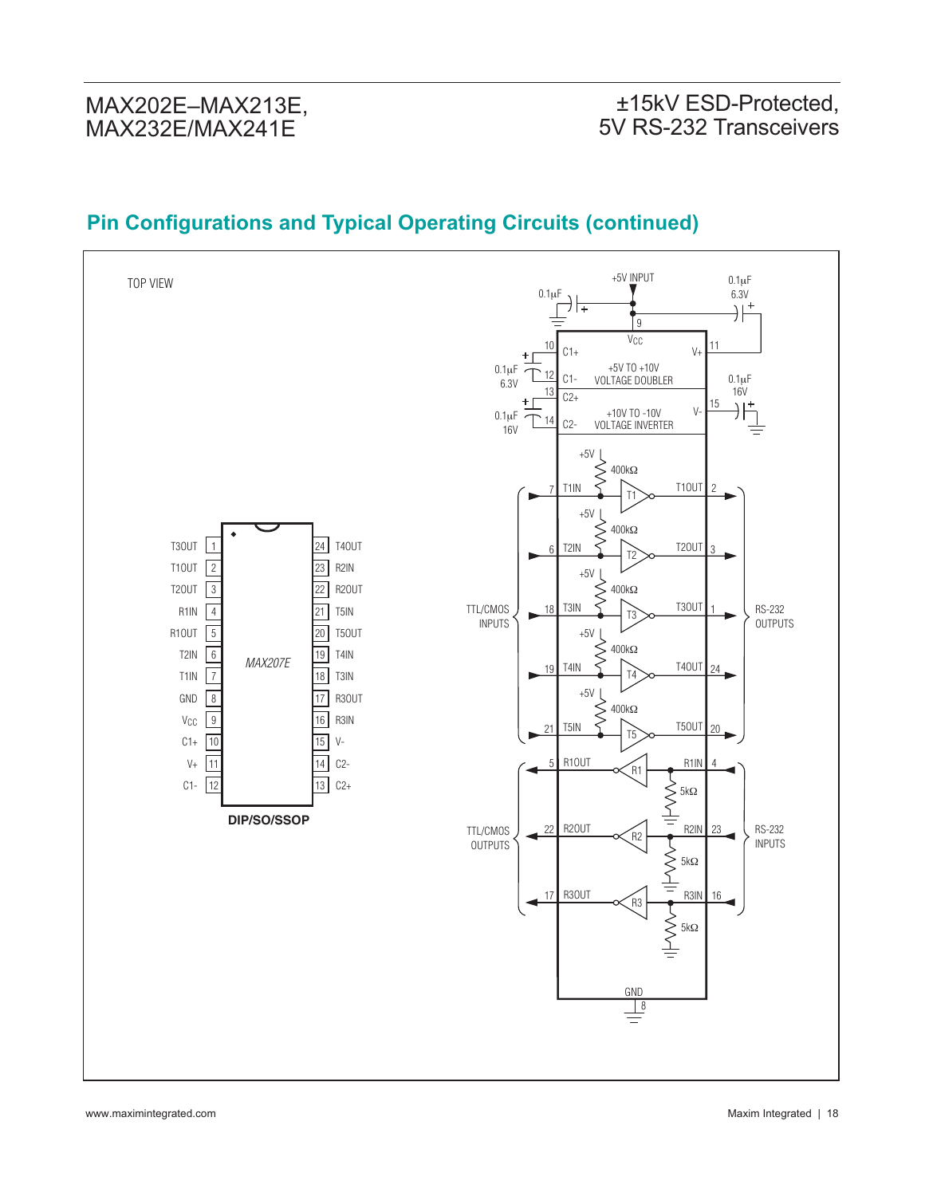## Pin Configurations and Typical Operating Circuits (continued)

TOP VIEW

**MAX207E — DIP/SO/SSOP**

| Pin | Name | Pin | Name |
|---|---|---|---|
| 1 | T3OUT | 24 | T4OUT |
| 2 | T1OUT | 23 | R2IN |
| 3 | T2OUT | 22 | R2OUT |
| 4 | R1IN | 21 | T5IN |
| 5 | R1OUT | 20 | T5OUT |
| 6 | T2IN | 19 | T4IN |
| 7 | T1IN | 18 | T3IN |
| 8 | GND | 17 | R3OUT |
| 9 | $V_{CC}$ | 16 | R3IN |
| 10 | C1+ | 15 | V- |
| 11 | V+ | 14 | C2- |
| 12 | C1- | 13 | C2+ |

Typical operating circuit:

- +5V INPUT to $V_{CC}$ (pin 9), bypassed with 0.1µF to ground; 0.1µF 6.3V from V+ (pin 11) to +5V input
- C1+ (pin 10), C1- (pin 12): 0.1µF 6.3V — +5V TO +10V VOLTAGE DOUBLER
- C2+ (pin 13), C2- (pin 14): 0.1µF 16V — +10V TO -10V VOLTAGE INVERTER
- V- (pin 15): 0.1µF 16V to ground
- TTL/CMOS INPUTS: T1IN (7), T2IN (6), T3IN (18), T4IN (19), T5IN (21), each with 400kΩ pull-up to +5V
- RS-232 OUTPUTS: T1OUT (2), T2OUT (3), T3OUT (1), T4OUT (24), T5OUT (20)
- RS-232 INPUTS: R1IN (4), R2IN (23), R3IN (16), each with 5kΩ to ground
- TTL/CMOS OUTPUTS: R1OUT (5), R2OUT (22), R3OUT (17)
- GND (pin 8)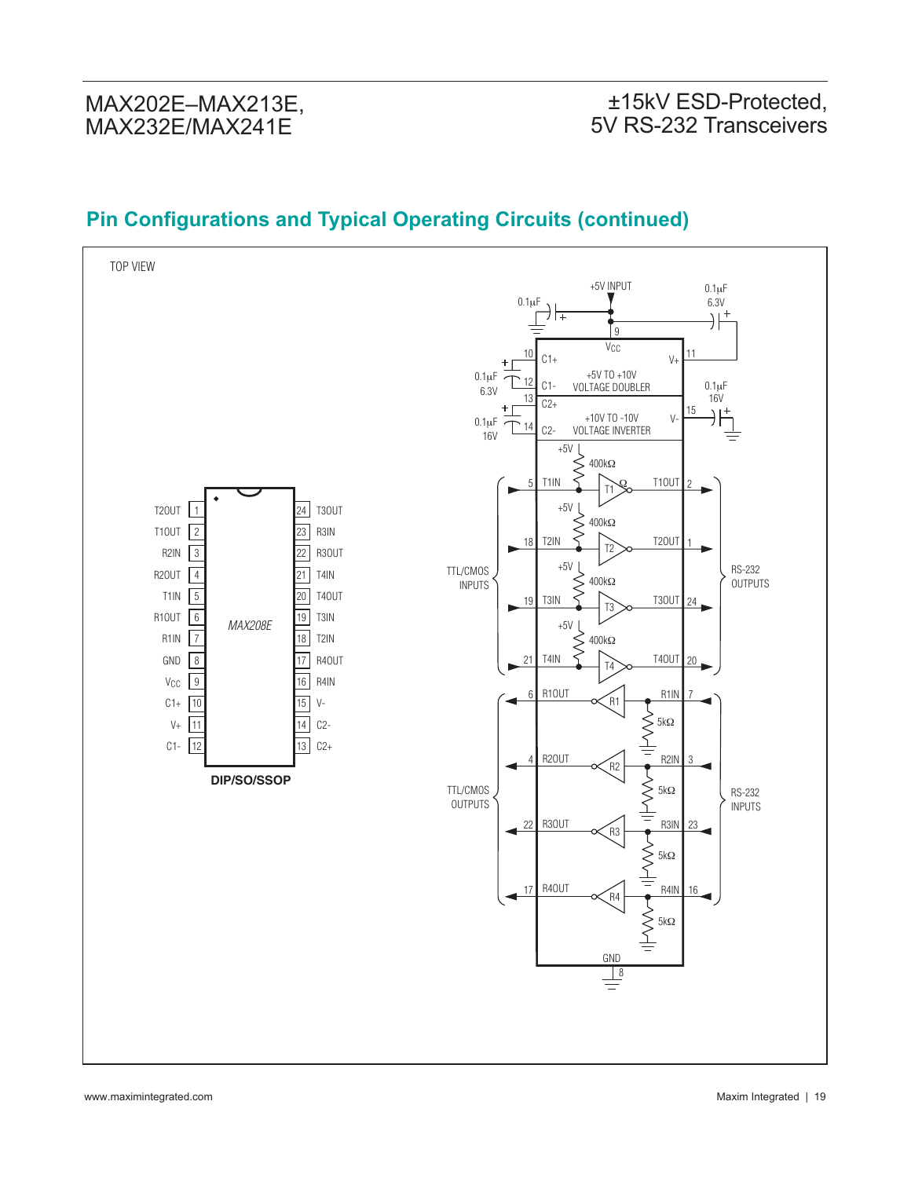## Pin Configurations and Typical Operating Circuits (continued)

TOP VIEW

| Pin | Name | Pin | Name |
|---|---|---|---|
| 1 | T2OUT | 24 | T3OUT |
| 2 | T1OUT | 23 | R3IN |
| 3 | R2IN | 22 | R3OUT |
| 4 | R2OUT | 21 | T4IN |
| 5 | T1IN | 20 | T4OUT |
| 6 | R1OUT | 19 | T3IN |
| 7 | R1IN | 18 | T2IN |
| 8 | GND | 17 | R4OUT |
| 9 | $V_{CC}$ | 16 | R4IN |
| 10 | C1+ | 15 | V- |
| 11 | V+ | 14 | C2- |
| 12 | C1- | 13 | C2+ |

*MAX208E*

**DIP/SO/SSOP**

+5V INPUT

0.1μF

0.1μF 6.3V

$V_{CC}$ (9)

C1+ (10), C1- (12): 0.1μF 6.3V — +5V TO +10V VOLTAGE DOUBLER — V+ (11)

C2+ (13), C2- (14): 0.1μF 16V — +10V TO -10V VOLTAGE INVERTER — V- (15): 0.1μF 16V

TTL/CMOS INPUTS:
- 5 T1IN (+5V, 400kΩ) → T1 → T1OUT 2
- 18 T2IN (+5V, 400kΩ) → T2 → T2OUT 1
- 19 T3IN (+5V, 400kΩ) → T3 → T3OUT 24
- 21 T4IN (+5V, 400kΩ) → T4 → T4OUT 20

RS-232 OUTPUTS

TTL/CMOS OUTPUTS:
- 6 R1OUT ← R1 ← R1IN 7 (5kΩ)
- 4 R2OUT ← R2 ← R2IN 3 (5kΩ)
- 22 R3OUT ← R3 ← R3IN 23 (5kΩ)
- 17 R4OUT ← R4 ← R4IN 16 (5kΩ)

RS-232 INPUTS

GND 8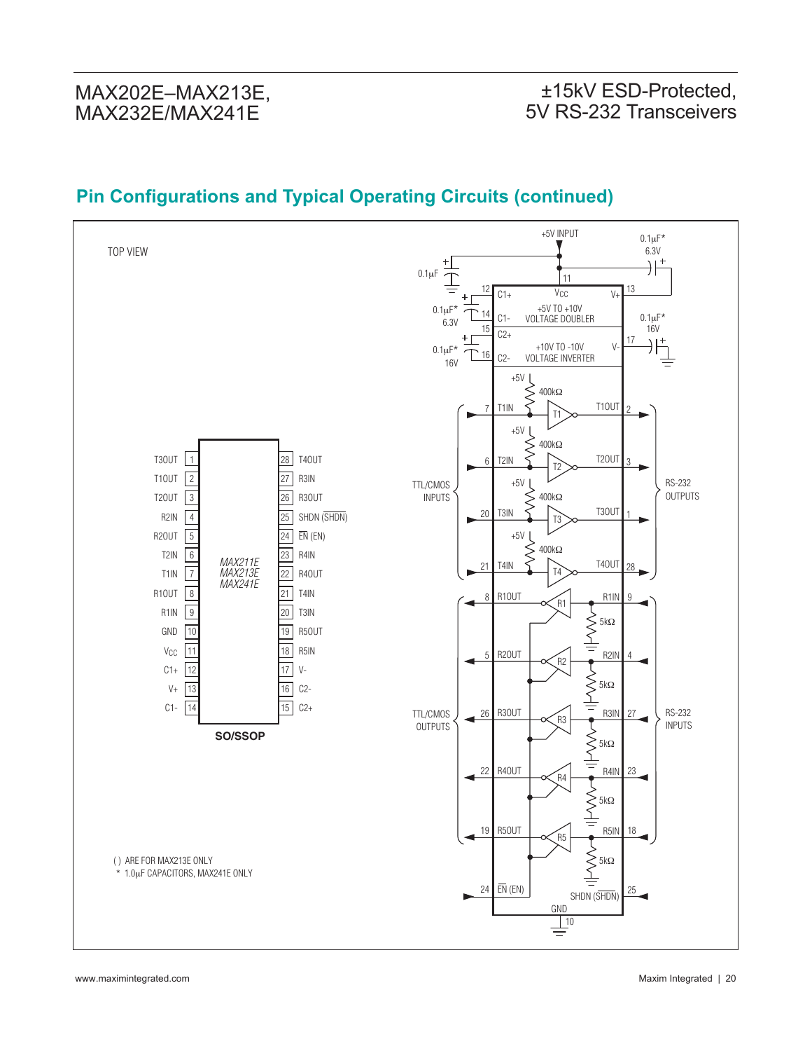## Pin Configurations and Typical Operating Circuits (continued)

TOP VIEW

| Pin | Name | | Pin | Name |
|---|---|---|---|---|
| 1 | T3OUT | | 28 | T4OUT |
| 2 | T1OUT | | 27 | R3IN |
| 3 | T2OUT | | 26 | R3OUT |
| 4 | R2IN | | 25 | SHDN ($\overline{SHDN}$) |
| 5 | R2OUT | | 24 | $\overline{EN}$ (EN) |
| 6 | T2IN | | 23 | R4IN |
| 7 | T1IN | | 22 | R4OUT |
| 8 | R1OUT | | 21 | T4IN |
| 9 | R1IN | | 20 | T3IN |
| 10 | GND | | 19 | R5OUT |
| 11 | $V_{CC}$ | | 18 | R5IN |
| 12 | C1+ | | 17 | V- |
| 13 | V+ | | 16 | C2- |
| 14 | C1- | | 15 | C2+ |

*MAX211E*
*MAX213E*
*MAX241E*

**SO/SSOP**

( ) ARE FOR MAX213E ONLY
\* 1.0μF CAPACITORS, MAX241E ONLY

+5V INPUT

0.1μF; 0.1μF* 6.3V; 0.1μF* 16V; 0.1μF* 6.3V; 0.1μF* 16V

11 $V_{CC}$; 12 C1+; 14 C1-; 13 V+; +5V TO +10V VOLTAGE DOUBLER; 15 C2+; 16 C2-; 17 V-; +10V TO -10V VOLTAGE INVERTER

TTL/CMOS INPUTS: 7 T1IN, 6 T2IN, 20 T3IN, 21 T4IN (+5V, 400kΩ pullups)

RS-232 OUTPUTS: T1OUT 2, T2OUT 3, T3OUT 1, T4OUT 28

TTL/CMOS OUTPUTS: 8 R1OUT, 5 R2OUT, 26 R3OUT, 22 R4OUT, 19 R5OUT

RS-232 INPUTS: R1IN 9, R2IN 4, R3IN 27, R4IN 23, R5IN 18 (5kΩ)

24 $\overline{EN}$ (EN); SHDN ($\overline{SHDN}$) 25; GND 10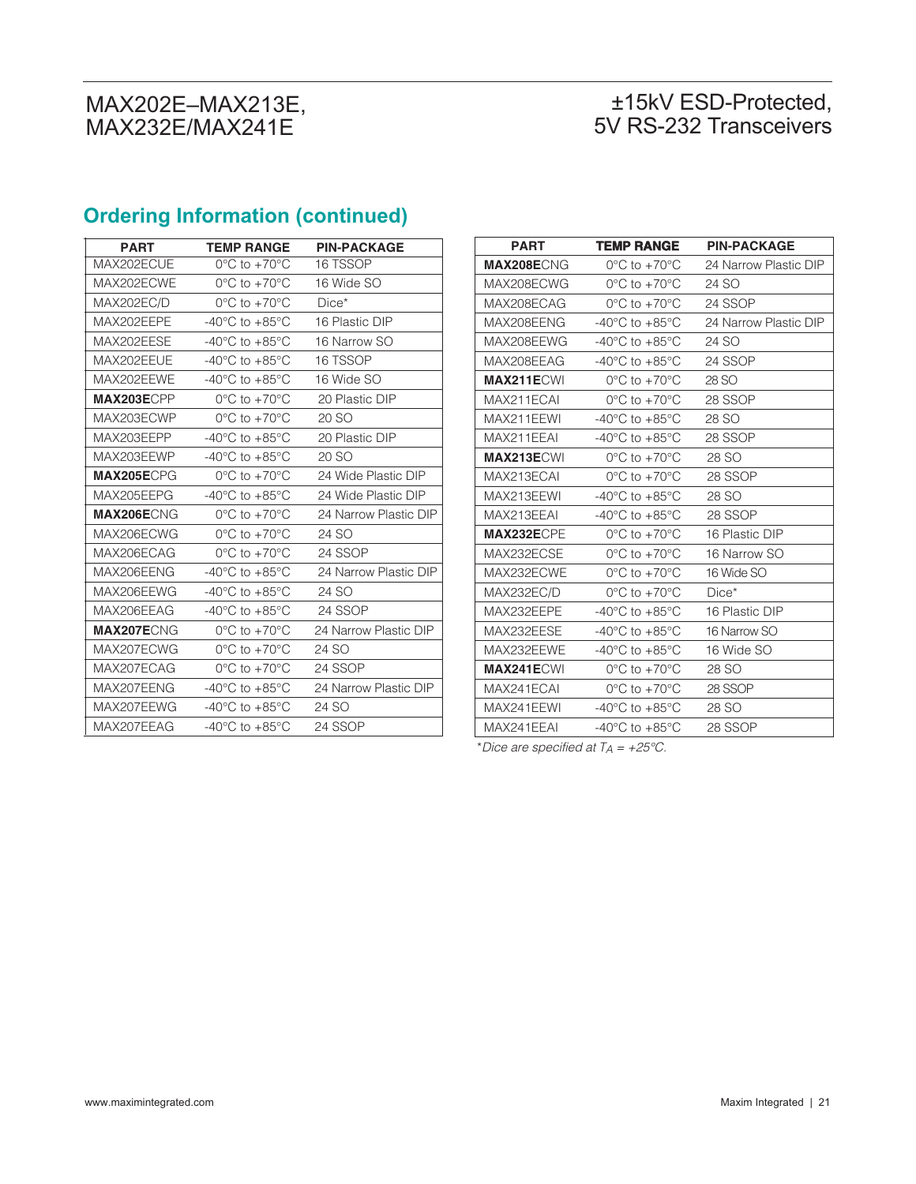## Ordering Information (continued)

| PART | TEMP RANGE | PIN-PACKAGE |
|---|---|---|
| MAX202ECUE | 0°C to +70°C | 16 TSSOP |
| MAX202ECWE | 0°C to +70°C | 16 Wide SO |
| MAX202EC/D | 0°C to +70°C | Dice* |
| MAX202EEPE | -40°C to +85°C | 16 Plastic DIP |
| MAX202EESE | -40°C to +85°C | 16 Narrow SO |
| MAX202EEUE | -40°C to +85°C | 16 TSSOP |
| MAX202EEWE | -40°C to +85°C | 16 Wide SO |
| **MAX203E**CPP | 0°C to +70°C | 20 Plastic DIP |
| MAX203ECWP | 0°C to +70°C | 20 SO |
| MAX203EEPP | -40°C to +85°C | 20 Plastic DIP |
| MAX203EEWP | -40°C to +85°C | 20 SO |
| **MAX205E**CPG | 0°C to +70°C | 24 Wide Plastic DIP |
| MAX205EEPG | -40°C to +85°C | 24 Wide Plastic DIP |
| **MAX206E**CNG | 0°C to +70°C | 24 Narrow Plastic DIP |
| MAX206ECWG | 0°C to +70°C | 24 SO |
| MAX206ECAG | 0°C to +70°C | 24 SSOP |
| MAX206EENG | -40°C to +85°C | 24 Narrow Plastic DIP |
| MAX206EEWG | -40°C to +85°C | 24 SO |
| MAX206EEAG | -40°C to +85°C | 24 SSOP |
| **MAX207E**CNG | 0°C to +70°C | 24 Narrow Plastic DIP |
| MAX207ECWG | 0°C to +70°C | 24 SO |
| MAX207ECAG | 0°C to +70°C | 24 SSOP |
| MAX207EENG | -40°C to +85°C | 24 Narrow Plastic DIP |
| MAX207EEWG | -40°C to +85°C | 24 SO |
| MAX207EEAG | -40°C to +85°C | 24 SSOP |
| **MAX208E**CNG | 0°C to +70°C | 24 Narrow Plastic DIP |
| MAX208ECWG | 0°C to +70°C | 24 SO |
| MAX208ECAG | 0°C to +70°C | 24 SSOP |
| MAX208EENG | -40°C to +85°C | 24 Narrow Plastic DIP |
| MAX208EEWG | -40°C to +85°C | 24 SO |
| MAX208EEAG | -40°C to +85°C | 24 SSOP |
| **MAX211E**CWI | 0°C to +70°C | 28 SO |
| MAX211ECAI | 0°C to +70°C | 28 SSOP |
| MAX211EEWI | -40°C to +85°C | 28 SO |
| MAX211EEAI | -40°C to +85°C | 28 SSOP |
| **MAX213E**CWI | 0°C to +70°C | 28 SO |
| MAX213ECAI | 0°C to +70°C | 28 SSOP |
| MAX213EEWI | -40°C to +85°C | 28 SO |
| MAX213EEAI | -40°C to +85°C | 28 SSOP |
| **MAX232E**CPE | 0°C to +70°C | 16 Plastic DIP |
| MAX232ECSE | 0°C to +70°C | 16 Narrow SO |
| MAX232ECWE | 0°C to +70°C | 16 Wide SO |
| MAX232EC/D | 0°C to +70°C | Dice* |
| MAX232EEPE | -40°C to +85°C | 16 Plastic DIP |
| MAX232EESE | -40°C to +85°C | 16 Narrow SO |
| MAX232EEWE | -40°C to +85°C | 16 Wide SO |
| **MAX241E**CWI | 0°C to +70°C | 28 SO |
| MAX241ECAI | 0°C to +70°C | 28 SSOP |
| MAX241EEWI | -40°C to +85°C | 28 SO |
| MAX241EEAI | -40°C to +85°C | 28 SSOP |

*\*Dice are specified at $T_A$ = +25°C.*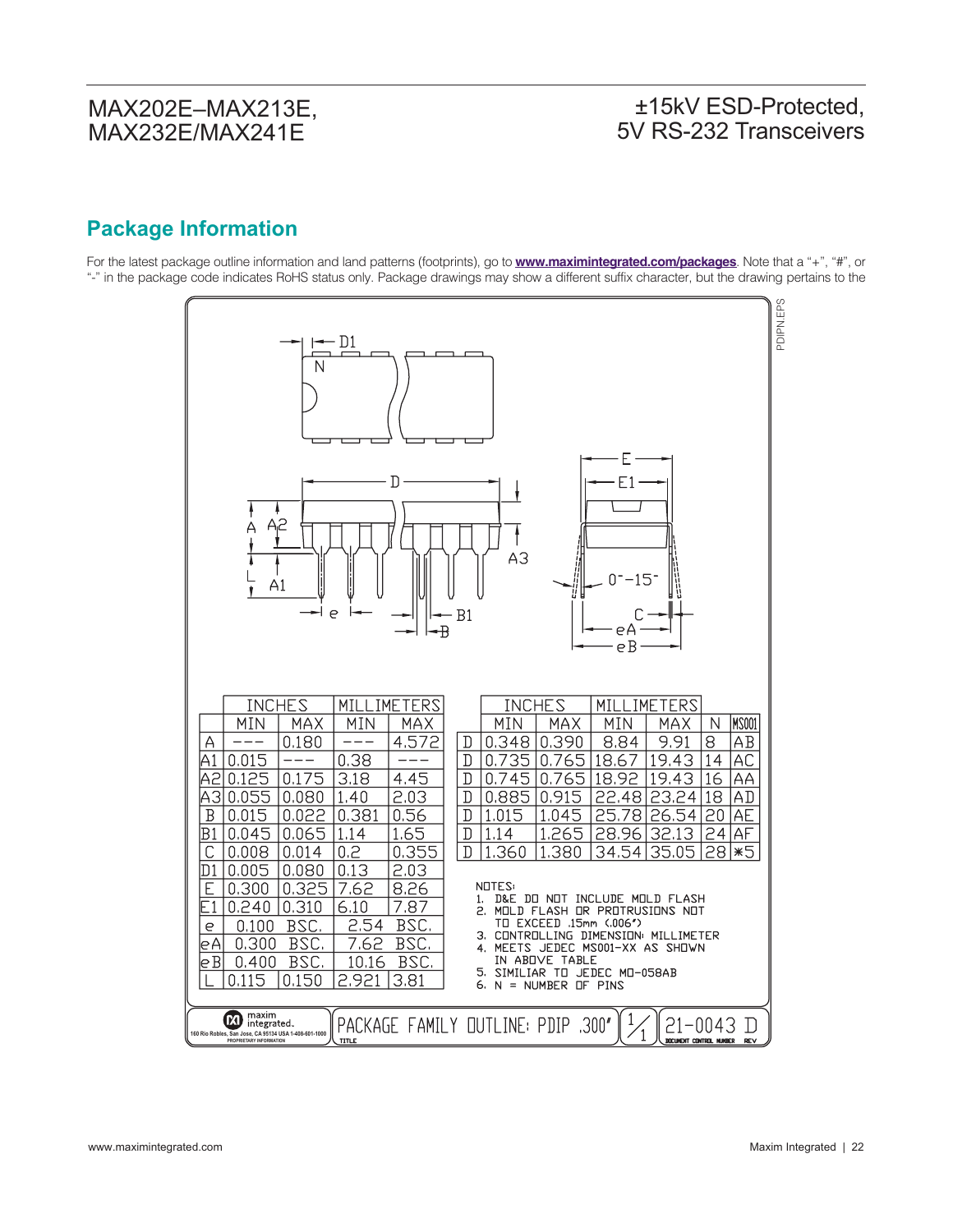## Package Information

For the latest package outline information and land patterns (footprints), go to **www.maximintegrated.com/packages**. Note that a "+", "#", or "-" in the package code indicates RoHS status only. Package drawings may show a different suffix character, but the drawing pertains to the

PDIPN.EPS

| | INCHES | | MILLIMETERS | |
|---|---|---|---|---|
| | MIN | MAX | MIN | MAX |
| A | --- | 0.180 | --- | 4.572 |
| A1 | 0.015 | --- | 0.38 | --- |
| A2 | 0.125 | 0.175 | 3.18 | 4.45 |
| A3 | 0.055 | 0.080 | 1.40 | 2.03 |
| B | 0.015 | 0.022 | 0.381 | 0.56 |
| B1 | 0.045 | 0.065 | 1.14 | 1.65 |
| C | 0.008 | 0.014 | 0.2 | 0.355 |
| D1 | 0.005 | 0.080 | 0.13 | 2.03 |
| E | 0.300 | 0.325 | 7.62 | 8.26 |
| E1 | 0.240 | 0.310 | 6.10 | 7.87 |
| e | 0.100 BSC. | | 2.54 BSC. | |
| eA | 0.300 BSC. | | 7.62 BSC. | |
| eB | 0.400 BSC. | | 10.16 BSC. | |
| L | 0.115 | 0.150 | 2.921 | 3.81 |

| | INCHES | | MILLIMETERS | | | |
|---|---|---|---|---|---|---|
| | MIN | MAX | MIN | MAX | N | MS001 |
| D | 0.348 | 0.390 | 8.84 | 9.91 | 8 | AB |
| D | 0.735 | 0.765 | 18.67 | 19.43 | 14 | AC |
| D | 0.745 | 0.765 | 18.92 | 19.43 | 16 | AA |
| D | 0.885 | 0.915 | 22.48 | 23.24 | 18 | AD |
| D | 1.015 | 1.045 | 25.78 | 26.54 | 20 | AE |
| D | 1.14 | 1.265 | 28.96 | 32.13 | 24 | AF |
| D | 1.360 | 1.380 | 34.54 | 35.05 | 28 | *5 |

NOTES:
1. D&E DO NOT INCLUDE MOLD FLASH
2. MOLD FLASH OR PROTRUSIONS NOT TO EXCEED .15mm (.006")
3. CONTROLLING DIMENSION: MILLIMETER
4. MEETS JEDEC MS001-XX AS SHOWN IN ABOVE TABLE
5. SIMILIAR TO JEDEC MO-058AB
6. N = NUMBER OF PINS

maxim integrated. 160 Rio Robles, San Jose, CA 95134 USA 1-408-601-1000 PROPRIETARY INFORMATION

TITLE: PACKAGE FAMILY OUTLINE: PDIP .300"

1/1 | DOCUMENT CONTROL NUMBER: 21-0043 | REV: D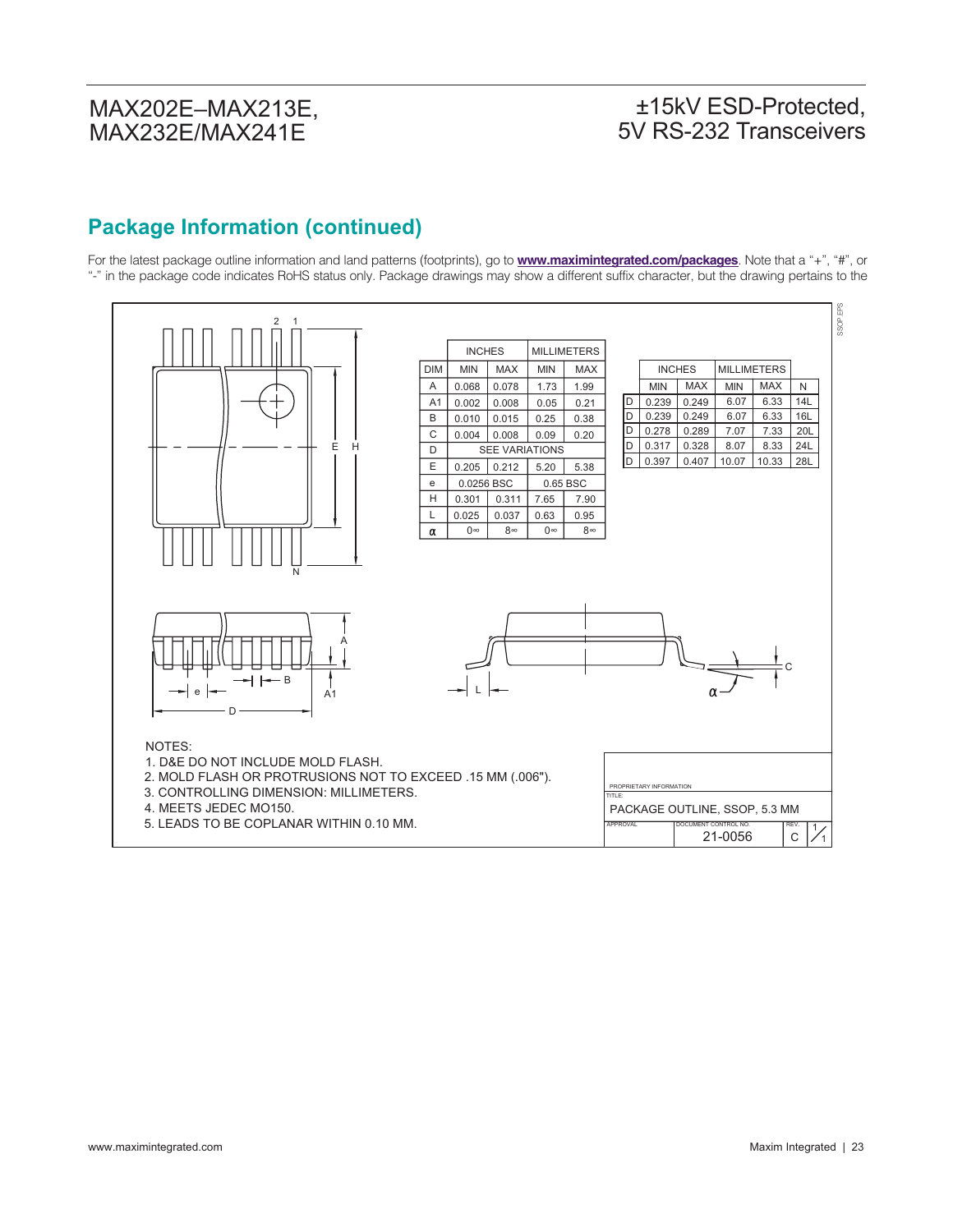## Package Information (continued)

For the latest package outline information and land patterns (footprints), go to **www.maximintegrated.com/packages**. Note that a "+", "#", or "-" in the package code indicates RoHS status only. Package drawings may show a different suffix character, but the drawing pertains to the

| | INCHES | | MILLIMETERS | |
|---|---|---|---|---|
| DIM | MIN | MAX | MIN | MAX |
| A | 0.068 | 0.078 | 1.73 | 1.99 |
| A1 | 0.002 | 0.008 | 0.05 | 0.21 |
| B | 0.010 | 0.015 | 0.25 | 0.38 |
| C | 0.004 | 0.008 | 0.09 | 0.20 |
| D | SEE VARIATIONS | | | |
| E | 0.205 | 0.212 | 5.20 | 5.38 |
| e | 0.0256 BSC | | 0.65 BSC | |
| H | 0.301 | 0.311 | 7.65 | 7.90 |
| L | 0.025 | 0.037 | 0.63 | 0.95 |
| α | 0∞ | 8∞ | 0∞ | 8∞ |

| | INCHES | | MILLIMETERS | | |
|---|---|---|---|---|---|
| | MIN | MAX | MIN | MAX | N |
| D | 0.239 | 0.249 | 6.07 | 6.33 | 14L |
| D | 0.239 | 0.249 | 6.07 | 6.33 | 16L |
| D | 0.278 | 0.289 | 7.07 | 7.33 | 20L |
| D | 0.317 | 0.328 | 8.07 | 8.33 | 24L |
| D | 0.397 | 0.407 | 10.07 | 10.33 | 28L |

NOTES:
1. D&E DO NOT INCLUDE MOLD FLASH.
2. MOLD FLASH OR PROTRUSIONS NOT TO EXCEED .15 MM (.006").
3. CONTROLLING DIMENSION: MILLIMETERS.
4. MEETS JEDEC MO150.
5. LEADS TO BE COPLANAR WITHIN 0.10 MM.

PROPRIETARY INFORMATION

TITLE: PACKAGE OUTLINE, SSOP, 5.3 MM

APPROVAL | DOCUMENT CONTROL NO. 21-0056 | REV. C | 1/1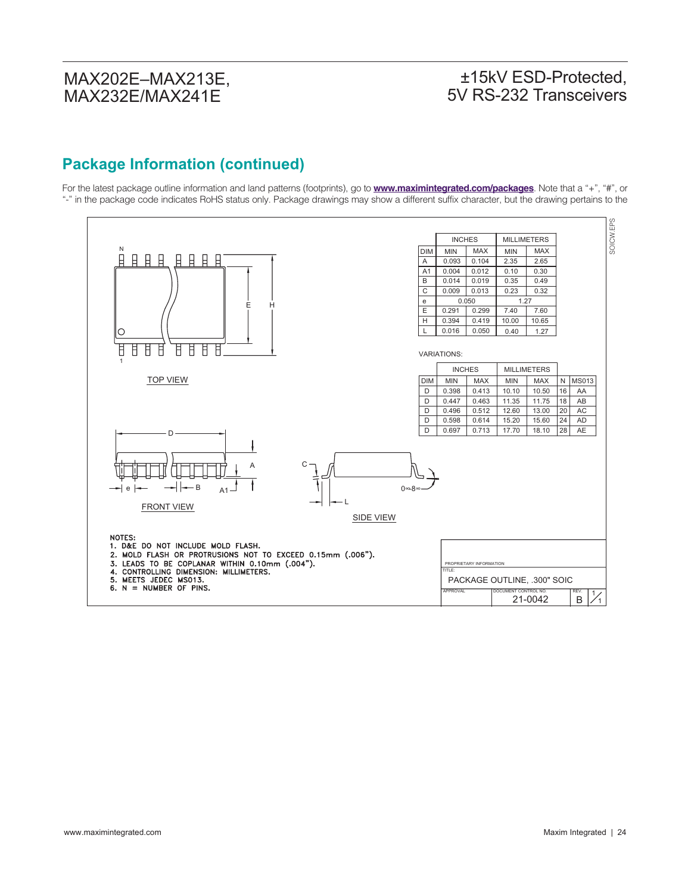## Package Information (continued)

For the latest package outline information and land patterns (footprints), go to **www.maximintegrated.com/packages**. Note that a "+", "#", or "-" in the package code indicates RoHS status only. Package drawings may show a different suffix character, but the drawing pertains to the

| DIM | INCHES MIN | INCHES MAX | MILLIMETERS MIN | MILLIMETERS MAX |
|---|---|---|---|---|
| A | 0.093 | 0.104 | 2.35 | 2.65 |
| A1 | 0.004 | 0.012 | 0.10 | 0.30 |
| B | 0.014 | 0.019 | 0.35 | 0.49 |
| C | 0.009 | 0.013 | 0.23 | 0.32 |
| e | 0.050 | | 1.27 | |
| E | 0.291 | 0.299 | 7.40 | 7.60 |
| H | 0.394 | 0.419 | 10.00 | 10.65 |
| L | 0.016 | 0.050 | 0.40 | 1.27 |

VARIATIONS:

| DIM | INCHES MIN | INCHES MAX | MILLIMETERS MIN | MILLIMETERS MAX | N | MS013 |
|---|---|---|---|---|---|---|
| D | 0.398 | 0.413 | 10.10 | 10.50 | 16 | AA |
| D | 0.447 | 0.463 | 11.35 | 11.75 | 18 | AB |
| D | 0.496 | 0.512 | 12.60 | 13.00 | 20 | AC |
| D | 0.598 | 0.614 | 15.20 | 15.60 | 24 | AD |
| D | 0.697 | 0.713 | 17.70 | 18.10 | 28 | AE |

TOP VIEW

FRONT VIEW

SIDE VIEW

0°-8°

NOTES:
1. D&E DO NOT INCLUDE MOLD FLASH.
2. MOLD FLASH OR PROTRUSIONS NOT TO EXCEED 0.15mm (.006").
3. LEADS TO BE COPLANAR WITHIN 0.10mm (.004").
4. CONTROLLING DIMENSION: MILLIMETERS.
5. MEETS JEDEC MS013.
6. N = NUMBER OF PINS.

PROPRIETARY INFORMATION

TITLE: PACKAGE OUTLINE, .300" SOIC

APPROVAL | DOCUMENT CONTROL NO. 21-0042 | REV. B | 1/1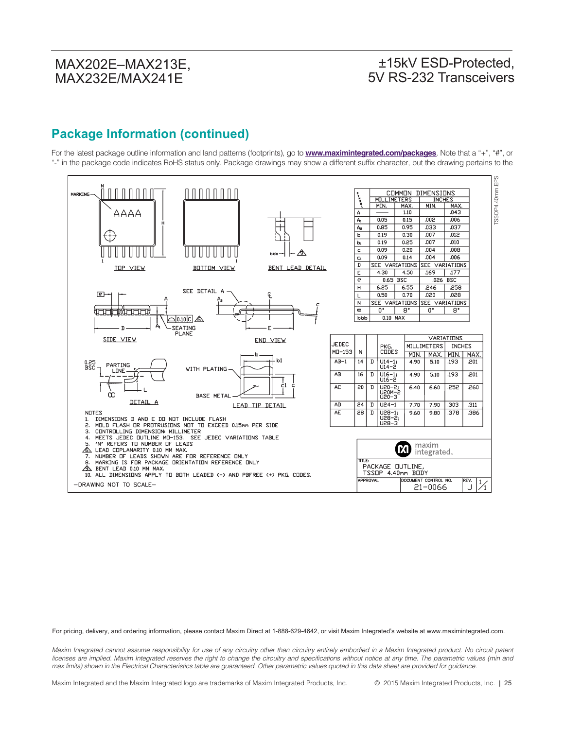## Package Information (continued)

For the latest package outline information and land patterns (footprints), go to **www.maximintegrated.com/packages**. Note that a "+", "#", or "-" in the package code indicates RoHS status only. Package drawings may show a different suffix character, but the drawing pertains to the

TOP VIEW

BOTTOM VIEW

BENT LEAD DETAIL

SIDE VIEW

END VIEW

DETAIL A

LEAD TIP DETAIL

| SYMBOL | COMMON DIMENSIONS | | | |
|---|---|---|---|---|
| | MILLIMETERS | | INCHES | |
| | MIN. | MAX. | MIN. | MAX. |
| A | —— | 1.10 | | .043 |
| A1 | 0.05 | 0.15 | .002 | .006 |
| A2 | 0.85 | 0.95 | .033 | .037 |
| b | 0.19 | 0.30 | .007 | .012 |
| b1 | 0.19 | 0.25 | .007 | .010 |
| c | 0.09 | 0.20 | .004 | .008 |
| c1 | 0.09 | 0.14 | .004 | .006 |
| D | SEE VARIATIONS | | SEE VARIATIONS | |
| E | 4.30 | 4.50 | .169 | .177 |
| e | 0.65 BSC | | .026 BSC | |
| H | 6.25 | 6.55 | .246 | .258 |
| L | 0.50 | 0.70 | .020 | .028 |
| N | SEE VARIATIONS | | SEE VARIATIONS | |
| α | 0° | 8° | 0° | 8° |
| bbb | 0.10 MAX | | | |

| JEDEC MO-153 | N | | PKG. CODES | VARIATIONS | | | |
|---|---|---|---|---|---|---|---|
| | | | | MILLIMETERS | | INCHES | |
| | | | | MIN. | MAX. | MIN. | MAX. |
| AB-1 | 14 | D | U14-1, U14-2 | 4.90 | 5.10 | .193 | .201 |
| AB | 16 | D | U16-1, U16-2 | 4.90 | 5.10 | .193 | .201 |
| AC | 20 | D | U20-2, U20M-2, U20-3 | 6.40 | 6.60 | .252 | .260 |
| AD | 24 | D | U24-1 | 7.70 | 7.90 | .303 | .311 |
| AE | 28 | D | U28-1, U28-2, U28-3 | 9.60 | 9.80 | .378 | .386 |

NOTES
1. DIMENSIONS D AND E DO NOT INCLUDE FLASH
2. MOLD FLASH OR PROTRUSIONS NOT TO EXCEED 0.15mm PER SIDE
3. CONTROLLING DIMENSION: MILLIMETER
4. MEETS JEDEC OUTLINE MO-153. SEE JEDEC VARIATIONS TABLE
5. "N" REFERS TO NUMBER OF LEADS
6. LEAD COPLANARITY 0.10 MM MAX.
7. NUMBER OF LEADS SHOWN ARE FOR REFERENCE ONLY
8. MARKING IS FOR PACKAGE ORIENTATION REFERENCE ONLY
9. BENT LEAD 0.10 MM MAX.
10. ALL DIMENSIONS APPLY TO BOTH LEADED (-) AND PBFREE (+) PKG. CODES.

-DRAWING NOT TO SCALE-

TITLE: PACKAGE OUTLINE, TSSOP 4.40mm BODY

DOCUMENT CONTROL NO. 21-0066 REV. J 1/1

For pricing, delivery, and ordering information, please contact Maxim Direct at 1-888-629-4642, or visit Maxim Integrated's website at www.maximintegrated.com.

*Maxim Integrated cannot assume responsibility for use of any circuitry other than circuitry entirely embodied in a Maxim Integrated product. No circuit patent licenses are implied. Maxim Integrated reserves the right to change the circuitry and specifications without notice at any time. The parametric values (min and max limits) shown in the Electrical Characteristics table are guaranteed. Other parametric values quoted in this data sheet are provided for guidance.*

Maxim Integrated and the Maxim Integrated logo are trademarks of Maxim Integrated Products, Inc. © 2015 Maxim Integrated Products, Inc.